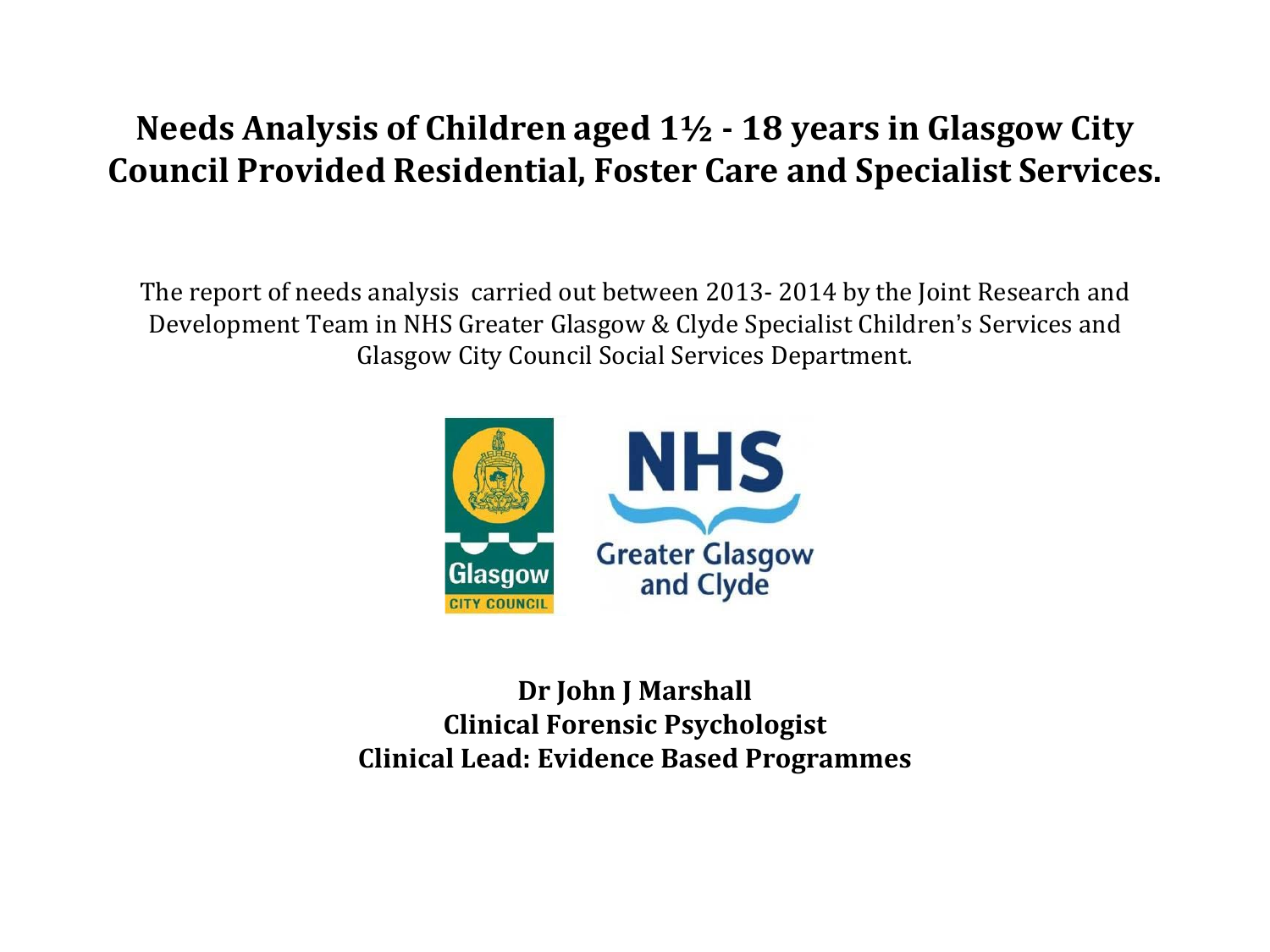# Needs Analysis of Children aged 1½ - 18 years in Glasgow City Council Provided Residential, Foster Care and Specialist Services.

The report of needs analysis carried out between 2013- 2014 by the Joint Research and Development Team in NHS Greater Glasgow & Clyde Specialist Children's Services and Glasgow City Council Social Services Department.

**Dr John J Marshall**
**Clinical Forensic Psychologist**
**Clinical Lead: Evidence Based Programmes**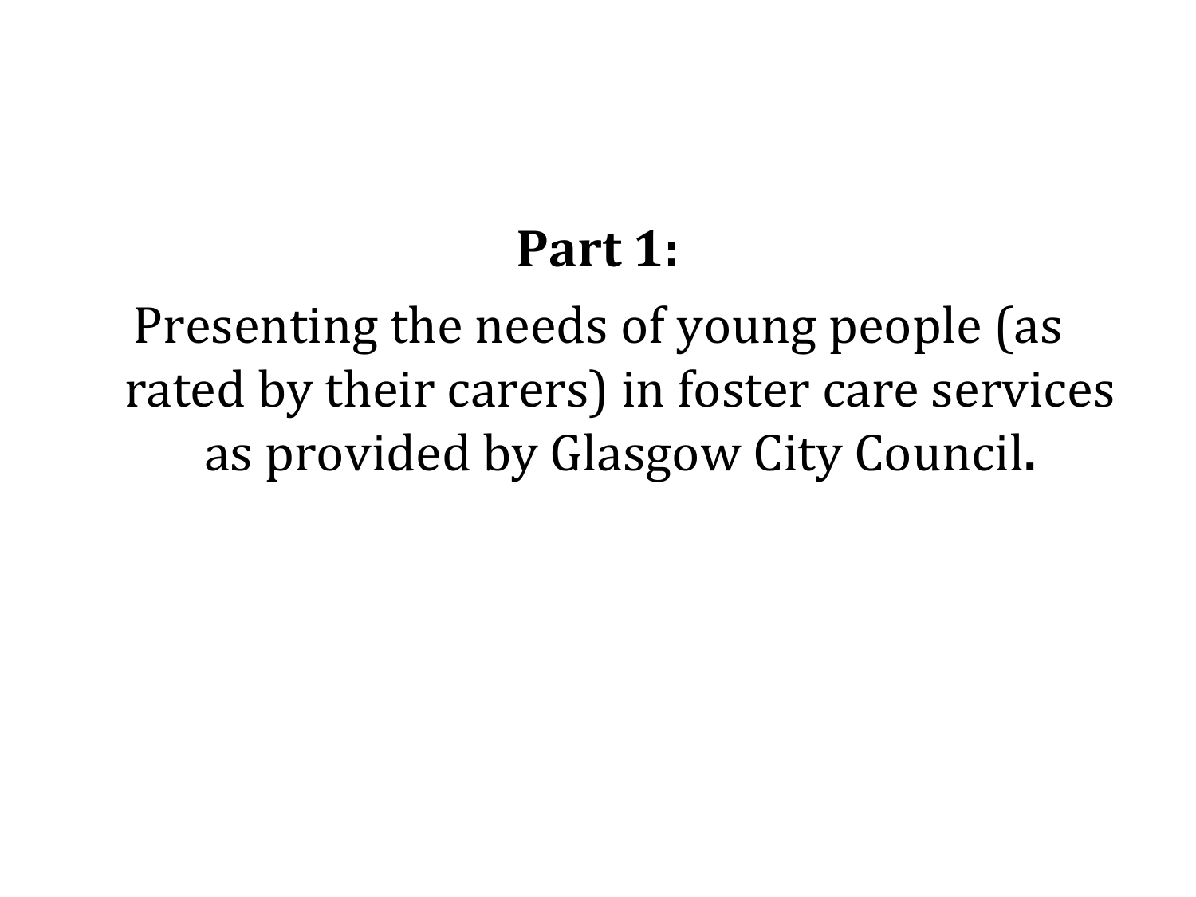**Part 1:**

Presenting the needs of young people (as rated by their carers) in foster care services as provided by Glasgow City Council.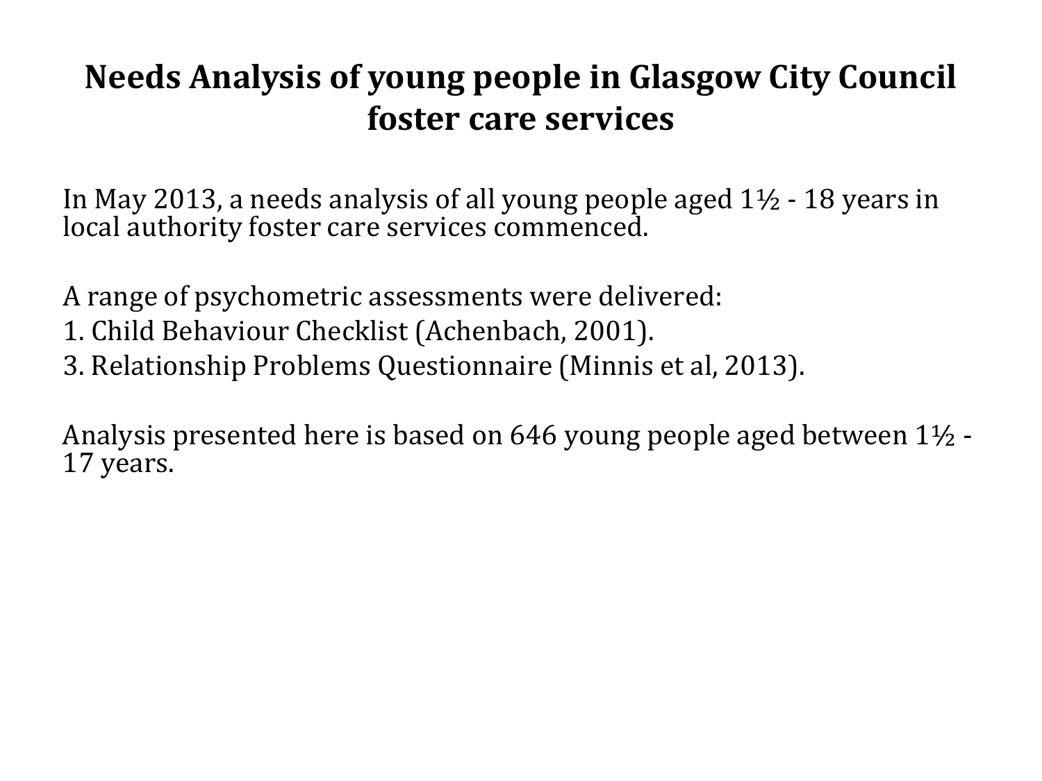# Needs Analysis of young people in Glasgow City Council foster care services

In May 2013, a needs analysis of all young people aged 1½ - 18 years in local authority foster care services commenced.

A range of psychometric assessments were delivered:

1. Child Behaviour Checklist (Achenbach, 2001).
3. Relationship Problems Questionnaire (Minnis et al, 2013).

Analysis presented here is based on 646 young people aged between 1½ - 17 years.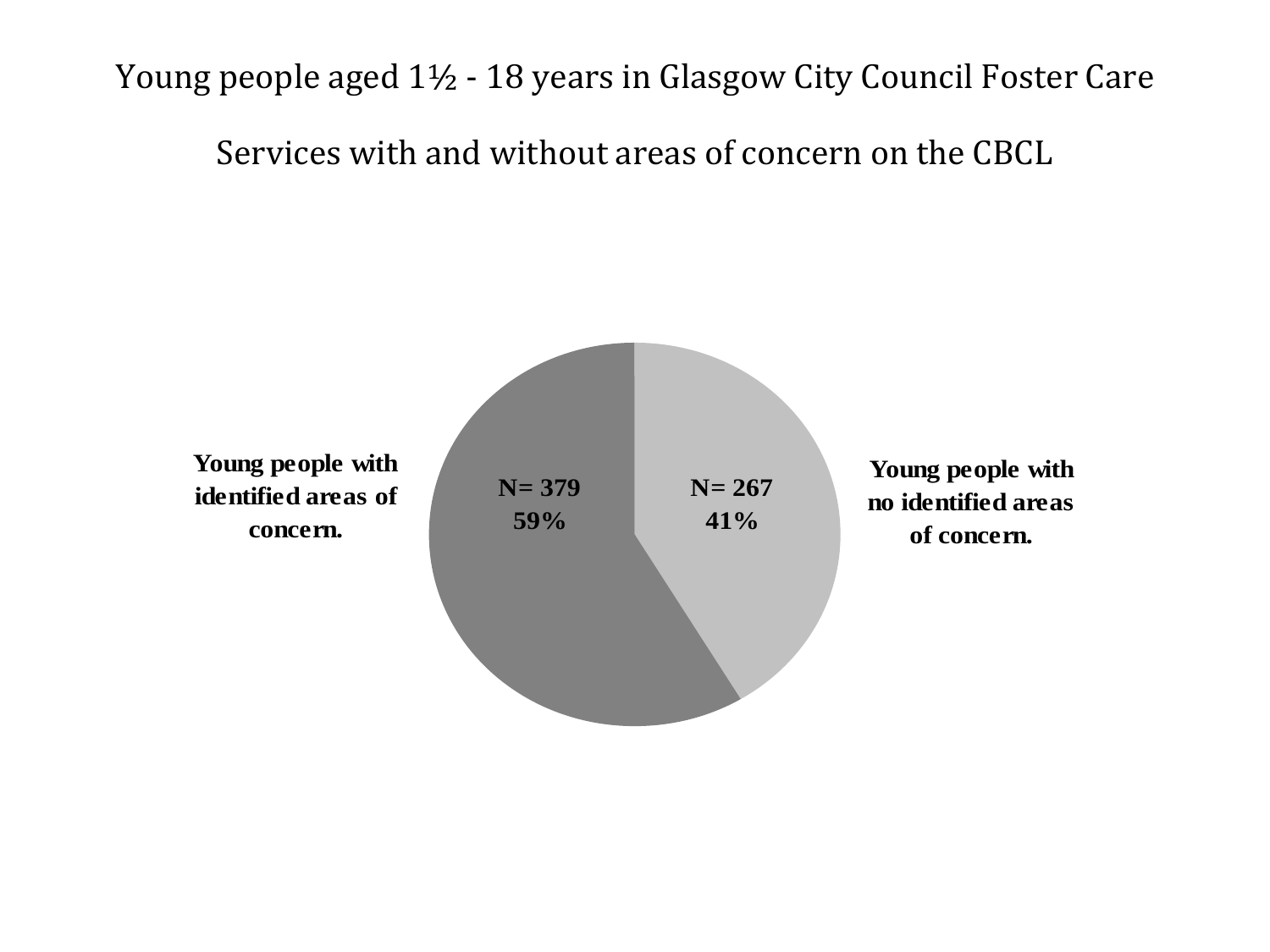Young people aged 1½ - 18 years in Glasgow City Council Foster Care Services with and without areas of concern on the CBCL

**Young people with identified areas of concern.**

**N= 379**
**59%**

**N= 267**
**41%**

**Young people with no identified areas of concern.**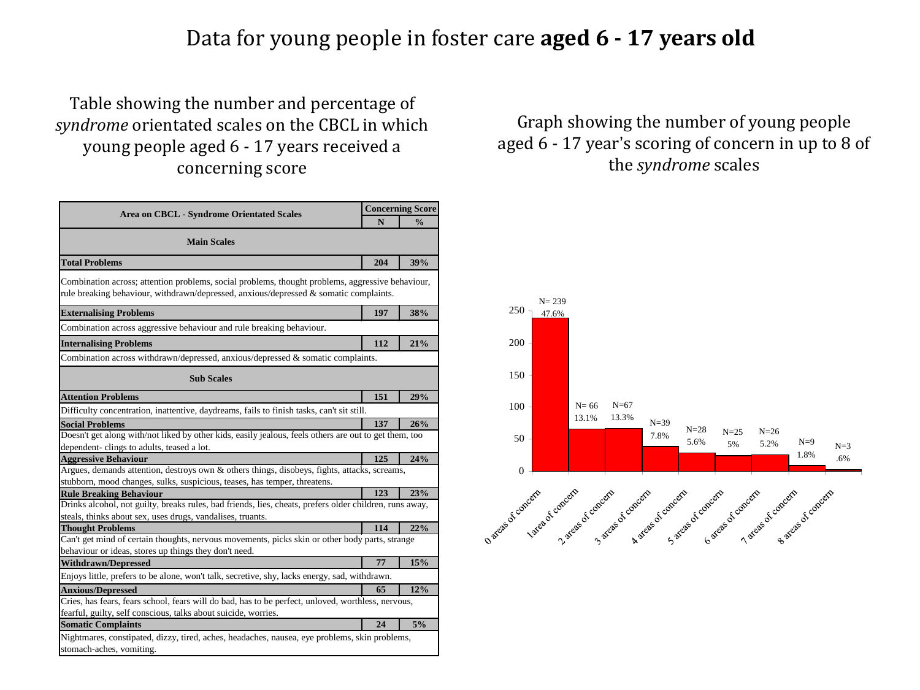# Data for young people in foster care **aged 6 - 17 years old**

## Table showing the number and percentage of *syndrome* orientated scales on the CBCL in which young people aged 6 - 17 years received a concerning score

| Area on CBCL - Syndrome Orientated Scales | Concerning Score | |
|---|---|---|
| | N | % |
| **Main Scales** | | |
| **Total Problems** | **204** | **39%** |
| Combination across; attention problems, social problems, thought problems, aggressive behaviour, rule breaking behaviour, withdrawn/depressed, anxious/depressed & somatic complaints. | | |
| **Externalising Problems** | **197** | **38%** |
| Combination across aggressive behaviour and rule breaking behaviour. | | |
| **Internalising Problems** | **112** | **21%** |
| Combination across withdrawn/depressed, anxious/depressed & somatic complaints. | | |
| **Sub Scales** | | |
| **Attention Problems** | **151** | **29%** |
| Difficulty concentration, inattentive, daydreams, fails to finish tasks, can't sit still. | | |
| **Social Problems** | **137** | **26%** |
| Doesn't get along with/not liked by other kids, easily jealous, feels others are out to get them, too dependent- clings to adults, teased a lot. | | |
| **Aggressive Behaviour** | **125** | **24%** |
| Argues, demands attention, destroys own & others things, disobeys, fights, attacks, screams, stubborn, mood changes, sulks, suspicious, teases, has temper, threatens. | | |
| **Rule Breaking Behaviour** | **123** | **23%** |
| Drinks alcohol, not guilty, breaks rules, bad friends, lies, cheats, prefers older children, runs away, steals, thinks about sex, uses drugs, vandalises, truants. | | |
| **Thought Problems** | **114** | **22%** |
| Can't get mind of certain thoughts, nervous movements, picks skin or other body parts, strange behaviour or ideas, stores up things they don't need. | | |
| **Withdrawn/Depressed** | **77** | **15%** |
| Enjoys little, prefers to be alone, won't talk, secretive, shy, lacks energy, sad, withdrawn. | | |
| **Anxious/Depressed** | **65** | **12%** |
| Cries, has fears, fears school, fears will do bad, has to be perfect, unloved, worthless, nervous, fearful, guilty, self conscious, talks about suicide, worries. | | |
| **Somatic Complaints** | **24** | **5%** |
| Nightmares, constipated, dizzy, tired, aches, headaches, nausea, eye problems, skin problems, stomach-aches, vomiting. | | |

## Graph showing the number of young people aged 6 - 17 year's scoring of concern in up to 8 of the *syndrome* scales

| Areas of concern | N | % |
|---|---|---|
| 0 areas of concern | 239 | 47.6% |
| 1area of concern | 66 | 13.1% |
| 2 areas of concern | 67 | 13.3% |
| 3 areas of concern | 39 | 7.8% |
| 4 areas of concern | 28 | 5.6% |
| 5 areas of concern | 25 | 5% |
| 6 areas of concern | 26 | 5.2% |
| 7 areas of concern | 9 | 1.8% |
| 8 areas of concern | 3 | .6% |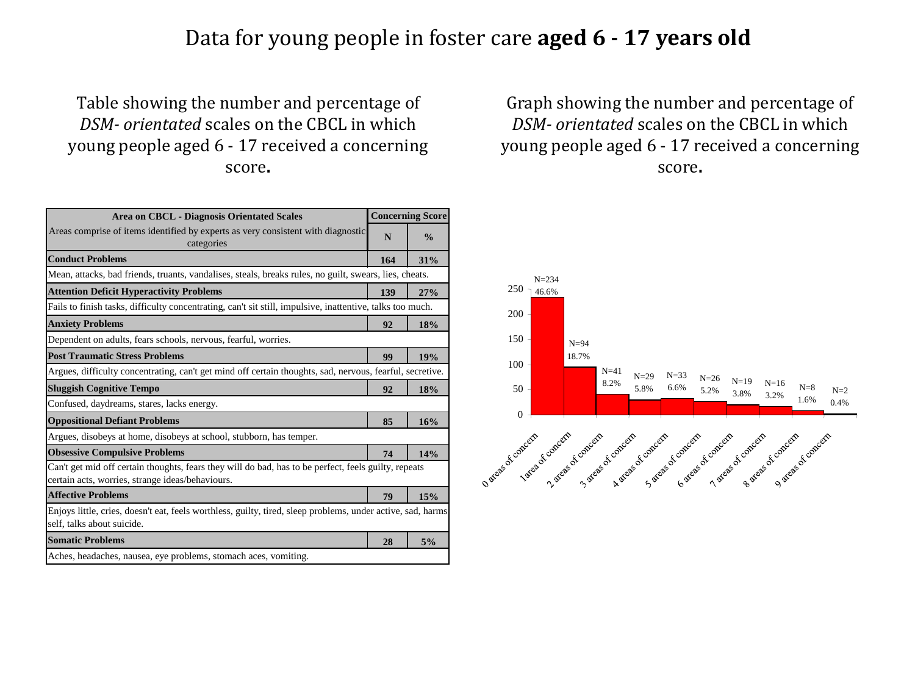# Data for young people in foster care **aged 6 - 17 years old**

## Table showing the number and percentage of *DSM- orientated* scales on the CBCL in which young people aged 6 - 17 received a concerning score.

| Area on CBCL - Diagnosis Orientated Scales | Concerning Score | |
|---|---|---|
| Areas comprise of items identified by experts as very consistent with diagnostic categories | N | % |
| **Conduct Problems** | **164** | **31%** |
| Mean, attacks, bad friends, truants, vandalises, steals, breaks rules, no guilt, swears, lies, cheats. | | |
| **Attention Deficit Hyperactivity Problems** | **139** | **27%** |
| Fails to finish tasks, difficulty concentrating, can't sit still, impulsive, inattentive, talks too much. | | |
| **Anxiety Problems** | **92** | **18%** |
| Dependent on adults, fears schools, nervous, fearful, worries. | | |
| **Post Traumatic Stress Problems** | **99** | **19%** |
| Argues, difficulty concentrating, can't get mind off certain thoughts, sad, nervous, fearful, secretive. | | |
| **Sluggish Cognitive Tempo** | **92** | **18%** |
| Confused, daydreams, stares, lacks energy. | | |
| **Oppositional Defiant Problems** | **85** | **16%** |
| Argues, disobeys at home, disobeys at school, stubborn, has temper. | | |
| **Obsessive Compulsive Problems** | **74** | **14%** |
| Can't get mid off certain thoughts, fears they will do bad, has to be perfect, feels guilty, repeats certain acts, worries, strange ideas/behaviours. | | |
| **Affective Problems** | **79** | **15%** |
| Enjoys little, cries, doesn't eat, feels worthless, guilty, tired, sleep problems, under active, sad, harms self, talks about suicide. | | |
| **Somatic Problems** | **28** | **5%** |
| Aches, headaches, nausea, eye problems, stomach aces, vomiting. | | |

## Graph showing the number and percentage of *DSM- orientated* scales on the CBCL in which young people aged 6 - 17 received a concerning score.

| Areas of concern | N | % |
|---|---|---|
| 0 areas of concern | 234 | 46.6% |
| 1area of concern | 94 | 18.7% |
| 2 areas of concern | 41 | 8.2% |
| 3 areas of concern | 29 | 5.8% |
| 4 areas of concern | 33 | 6.6% |
| 5 areas of concern | 26 | 5.2% |
| 6 areas of concern | 19 | 3.8% |
| 7 areas of concern | 16 | 3.2% |
| 8 areas of concern | 8 | 1.6% |
| 9 areas of concern | 2 | 0.4% |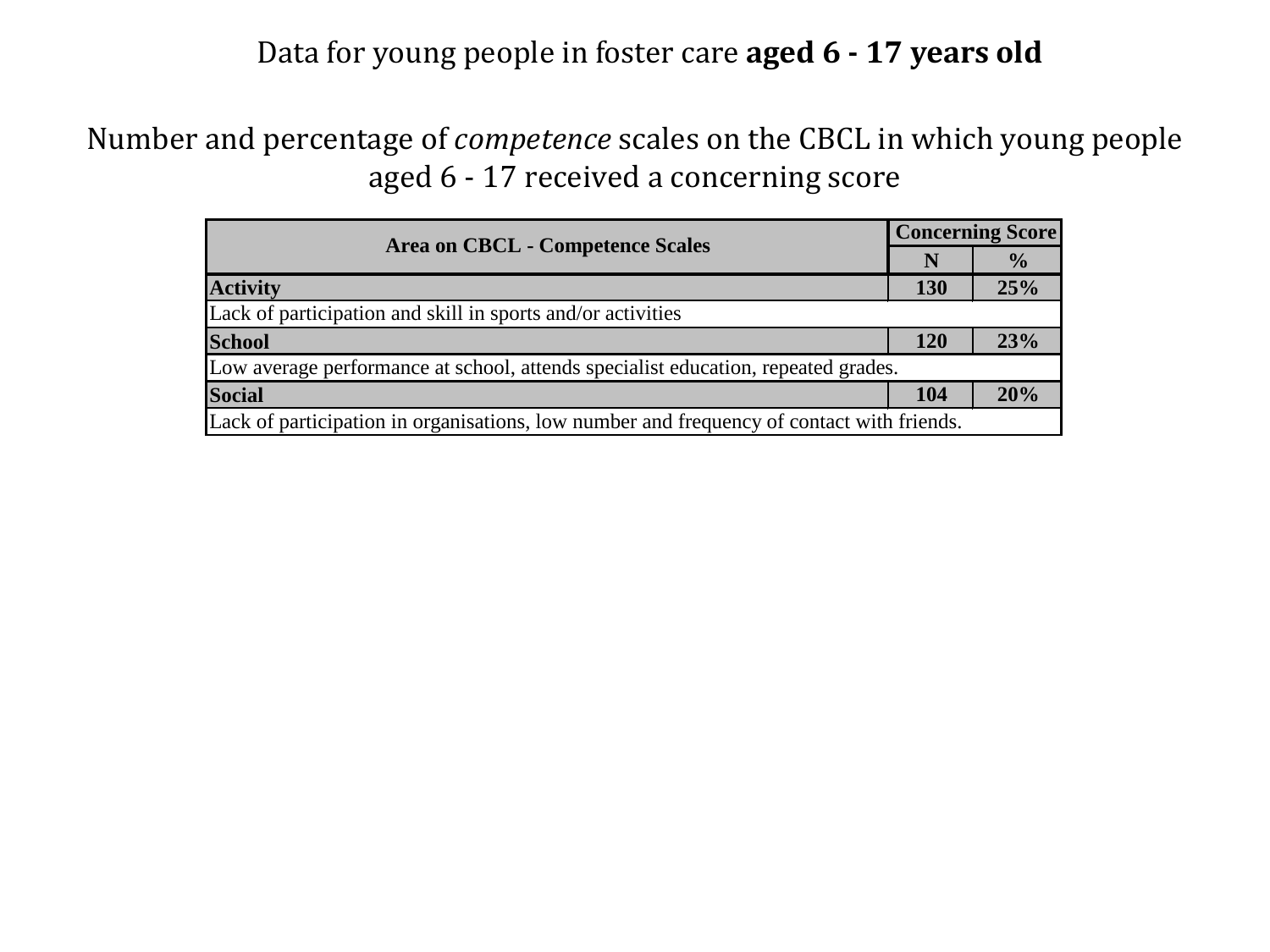Data for young people in foster care **aged 6 - 17 years old**

Number and percentage of *competence* scales on the CBCL in which young people aged 6 - 17 received a concerning score

| Area on CBCL - Competence Scales | Concerning Score | |
|---|---|---|
| | N | % |
| **Activity** | **130** | **25%** |
| Lack of participation and skill in sports and/or activities | | |
| **School** | **120** | **23%** |
| Low average performance at school, attends specialist education, repeated grades. | | |
| **Social** | **104** | **20%** |
| Lack of participation in organisations, low number and frequency of contact with friends. | | |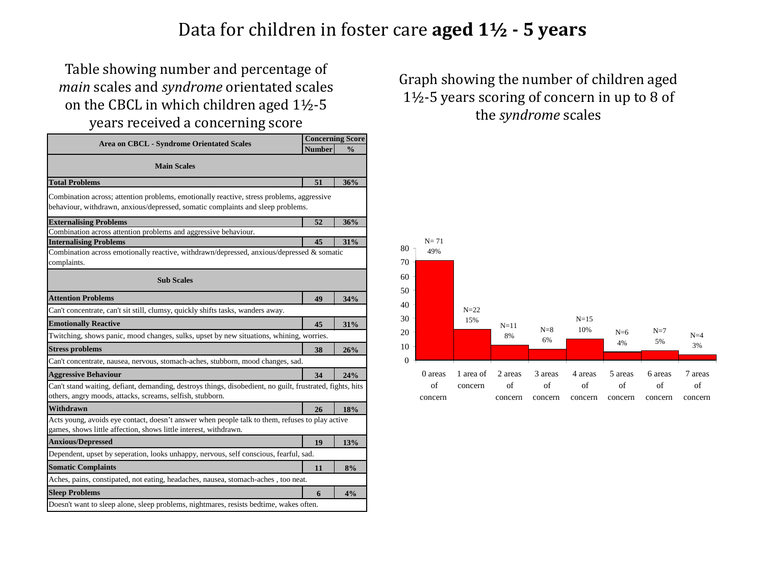# Data for children in foster care **aged 1½ - 5 years**

## Table showing number and percentage of *main* scales and *syndrome* orientated scales on the CBCL in which children aged 1½-5 years received a concerning score

| Area on CBCL - Syndrome Orientated Scales | Concerning Score Number | Concerning Score % |
|---|---|---|
| **Main Scales** | | |
| **Total Problems** | **51** | **36%** |
| Combination across; attention problems, emotionally reactive, stress problems, aggressive behaviour, withdrawn, anxious/depressed, somatic complaints and sleep problems. | | |
| **Externalising Problems** | **52** | **36%** |
| Combination across attention problems and aggressive behaviour. | | |
| **Internalising Problems** | **45** | **31%** |
| Combination across emotionally reactive, withdrawn/depressed, anxious/depressed & somatic complaints. | | |
| **Sub Scales** | | |
| **Attention Problems** | **49** | **34%** |
| Can't concentrate, can't sit still, clumsy, quickly shifts tasks, wanders away. | | |
| **Emotionally Reactive** | **45** | **31%** |
| Twitching, shows panic, mood changes, sulks, upset by new situations, whining, worries. | | |
| **Stress problems** | **38** | **26%** |
| Can't concentrate, nausea, nervous, stomach-aches, stubborn, mood changes, sad. | | |
| **Aggressive Behaviour** | **34** | **24%** |
| Can't stand waiting, defiant, demanding, destroys things, disobedient, no guilt, frustrated, fights, hits others, angry moods, attacks, screams, selfish, stubborn. | | |
| **Withdrawn** | **26** | **18%** |
| Acts young, avoids eye contact, doesn't answer when people talk to them, refuses to play active games, shows little affection, shows little interest, withdrawn. | | |
| **Anxious/Depressed** | **19** | **13%** |
| Dependent, upset by seperation, looks unhappy, nervous, self conscious, fearful, sad. | | |
| **Somatic Complaints** | **11** | **8%** |
| Aches, pains, constipated, not eating, headaches, nausea, stomach-aches , too neat. | | |
| **Sleep Problems** | **6** | **4%** |
| Doesn't want to sleep alone, sleep problems, nightmares, resists bedtime, wakes often. | | |

## Graph showing the number of children aged 1½-5 years scoring of concern in up to 8 of the *syndrome* scales

| Areas of concern | N | % |
|---|---|---|
| 0 areas of concern | 71 | 49% |
| 1 area of concern | 22 | 15% |
| 2 areas of concern | 11 | 8% |
| 3 areas of concern | 8 | 6% |
| 4 areas of concern | 15 | 10% |
| 5 areas of concern | 6 | 4% |
| 6 areas of concern | 7 | 5% |
| 7 areas of concern | 4 | 3% |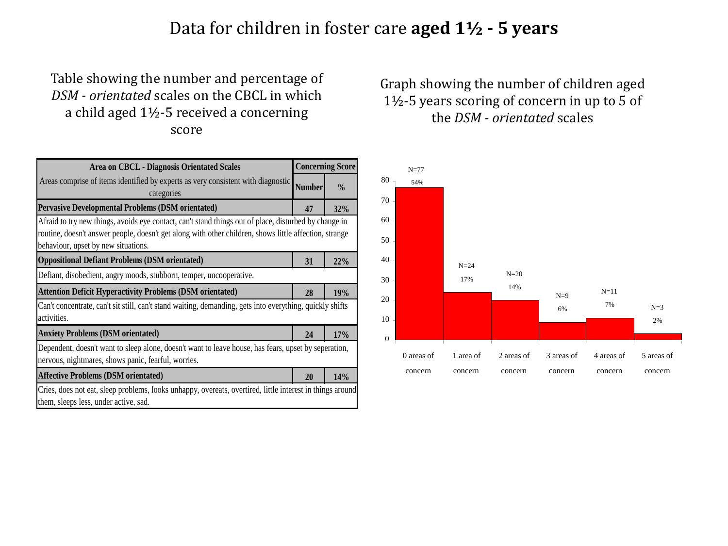# Data for children in foster care **aged 1½ - 5 years**

## Table showing the number and percentage of *DSM - orientated* scales on the CBCL in which a child aged 1½-5 received a concerning score

| Area on CBCL - Diagnosis Orientated Scales | Concerning Score | |
|---|---|---|
| Areas comprise of items identified by experts as very consistent with diagnostic categories | Number | % |
| **Pervasive Developmental Problems (DSM orientated)** | **47** | **32%** |
| Afraid to try new things, avoids eye contact, can't stand things out of place, disturbed by change in routine, doesn't answer people, doesn't get along with other children, shows little affection, strange behaviour, upset by new situations. | | |
| **Oppositional Defiant Problems (DSM orientated)** | **31** | **22%** |
| Defiant, disobedient, angry moods, stubborn, temper, uncooperative. | | |
| **Attention Deficit Hyperactivity Problems (DSM orientated)** | **28** | **19%** |
| Can't concentrate, can't sit still, can't stand waiting, demanding, gets into everything, quickly shifts activities. | | |
| **Anxiety Problems (DSM orientated)** | **24** | **17%** |
| Dependent, doesn't want to sleep alone, doesn't want to leave house, has fears, upset by seperation, nervous, nightmares, shows panic, fearful, worries. | | |
| **Affective Problems (DSM orientated)** | **20** | **14%** |
| Cries, does not eat, sleep problems, looks unhappy, overeats, overtired, little interest in things around them, sleeps less, under active, sad. | | |

## Graph showing the number of children aged 1½-5 years scoring of concern in up to 5 of the *DSM - orientated* scales

| Areas of concern | N | % |
|---|---|---|
| 0 areas of concern | 77 | 54% |
| 1 area of concern | 24 | 17% |
| 2 areas of concern | 20 | 14% |
| 3 areas of concern | 9 | 6% |
| 4 areas of concern | 11 | 7% |
| 5 areas of concern | 3 | 2% |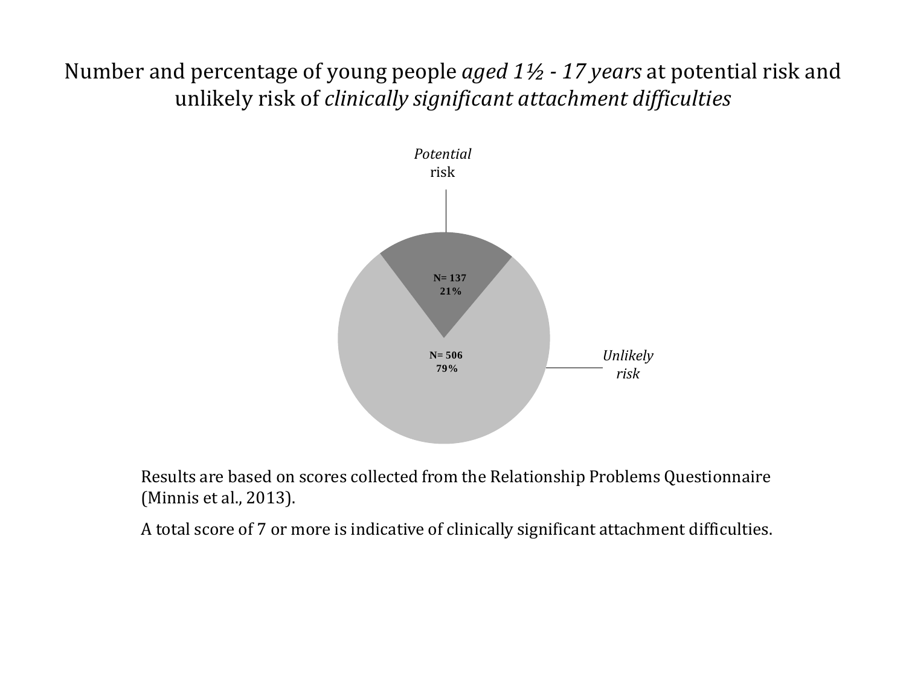Number and percentage of young people *aged 1½ - 17 years* at potential risk and unlikely risk of *clinically significant attachment difficulties*

*Potential* risk

N= 137
21%

N= 506
79%

*Unlikely risk*

Results are based on scores collected from the Relationship Problems Questionnaire (Minnis et al., 2013).

A total score of 7 or more is indicative of clinically significant attachment difficulties.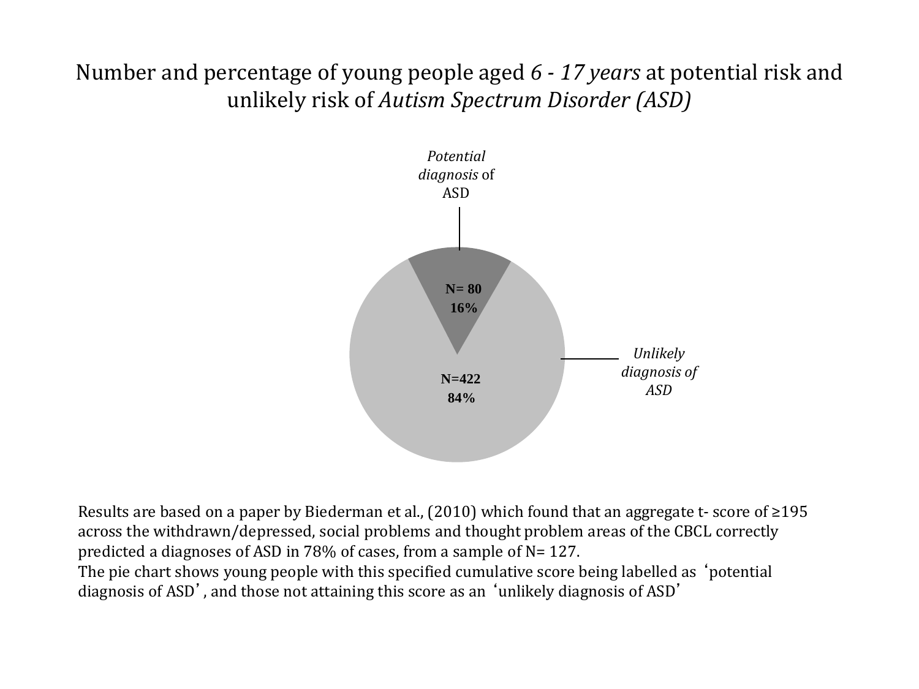Number and percentage of young people aged *6 - 17 years* at potential risk and unlikely risk of *Autism Spectrum Disorder (ASD)*

*Potential diagnosis* of ASD

**N= 80**
**16%**

*Unlikely diagnosis of ASD*

**N=422**
**84%**

Results are based on a paper by Biederman et al., (2010) which found that an aggregate t- score of ≥195 across the withdrawn/depressed, social problems and thought problem areas of the CBCL correctly predicted a diagnoses of ASD in 78% of cases, from a sample of N= 127.
The pie chart shows young people with this specified cumulative score being labelled as 'potential diagnosis of ASD', and those not attaining this score as an 'unlikely diagnosis of ASD'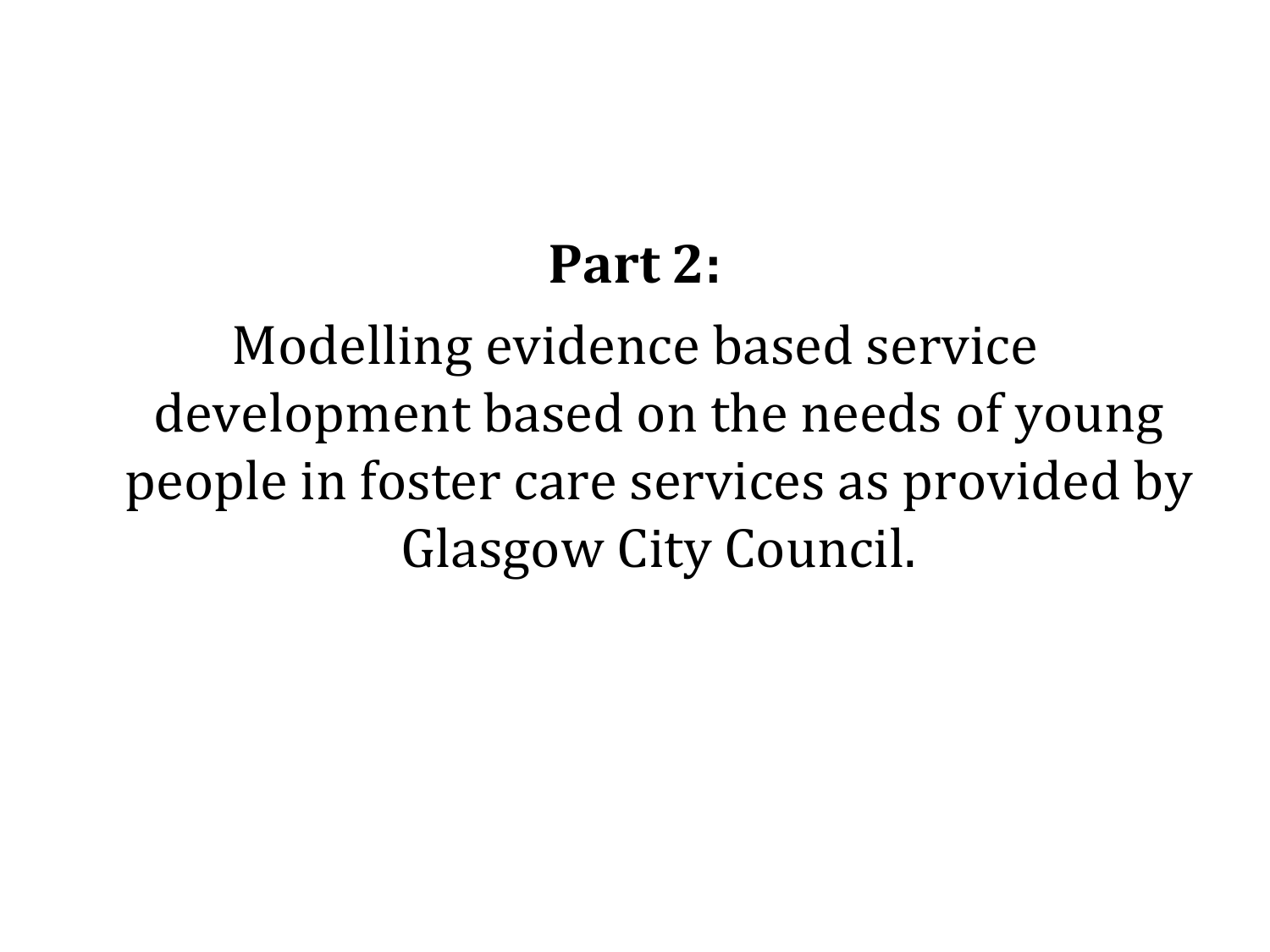**Part 2:**

Modelling evidence based service development based on the needs of young people in foster care services as provided by Glasgow City Council.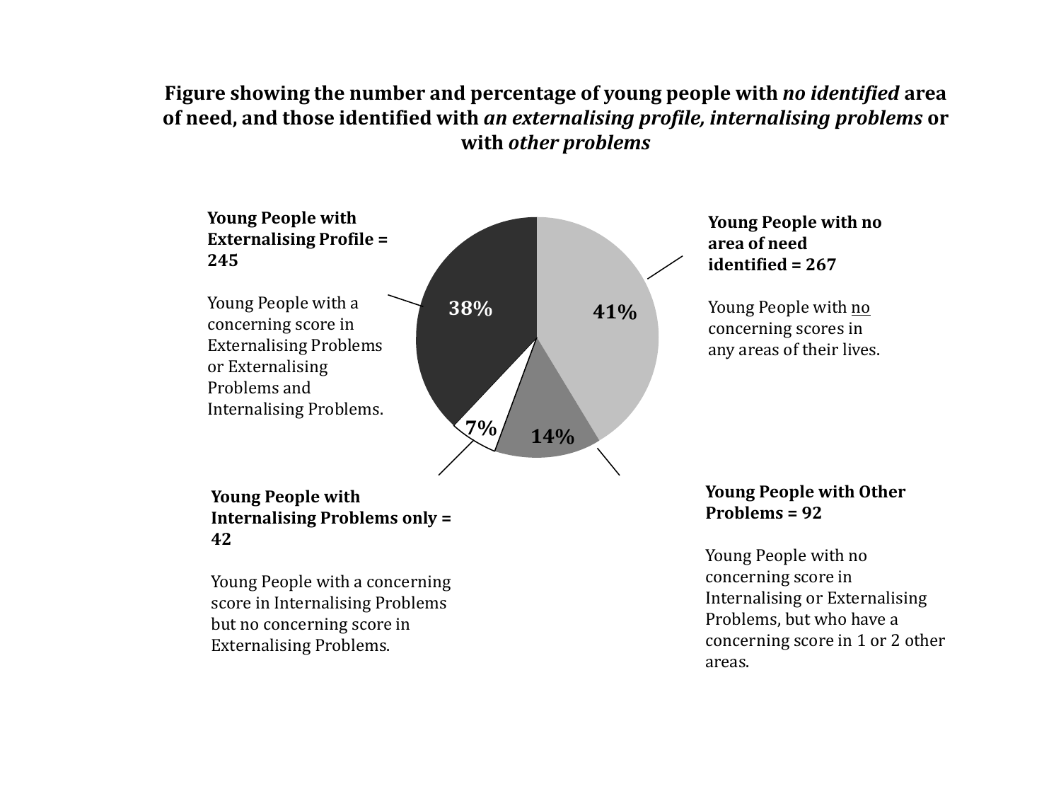**Figure showing the number and percentage of young people with *no identified* area of need, and those identified with *an externalising profile, internalising problems* or with *other problems***

**Young People with Externalising Profile = 245**

Young People with a concerning score in Externalising Problems or Externalising Problems and Internalising Problems.

**Young People with no area of need identified = 267**

Young People with no concerning scores in any areas of their lives.

38%

41%

7%

14%

**Young People with Internalising Problems only = 42**

Young People with a concerning score in Internalising Problems but no concerning score in Externalising Problems.

**Young People with Other Problems = 92**

Young People with no concerning score in Internalising or Externalising Problems, but who have a concerning score in 1 or 2 other areas.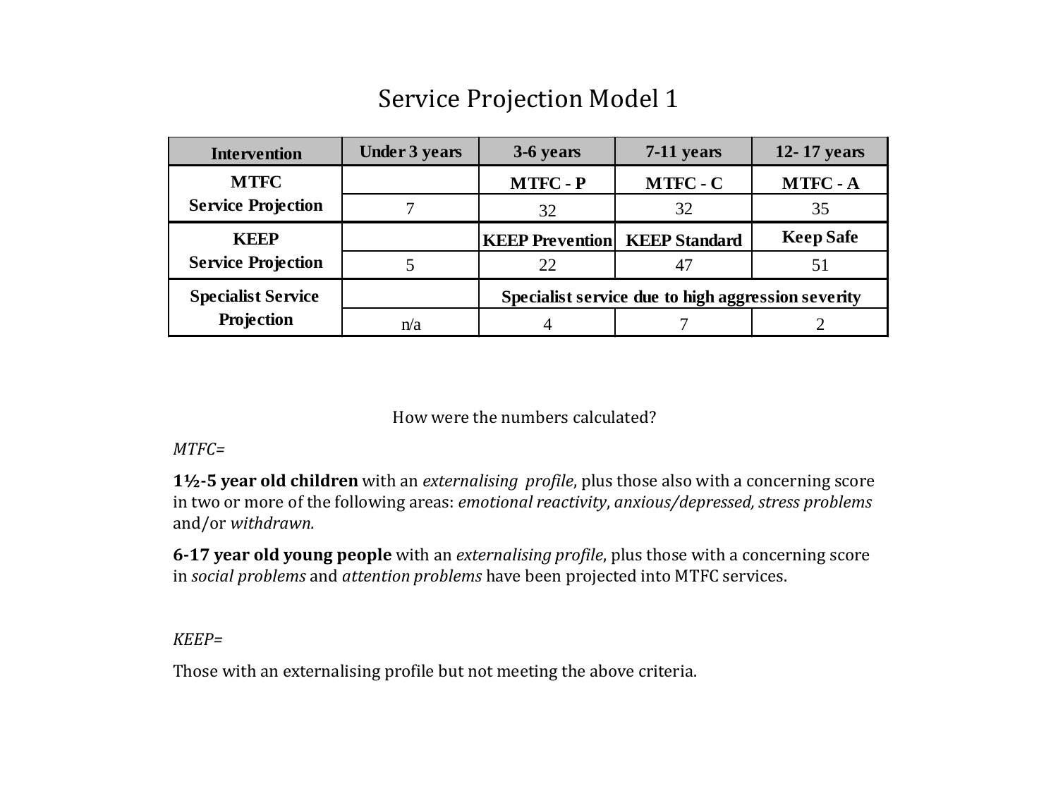# Service Projection Model 1

| Intervention | Under 3 years | 3-6 years | 7-11 years | 12- 17 years |
|---|---|---|---|---|
| MTFC Service Projection | | MTFC - P | MTFC - C | MTFC - A |
| | 7 | 32 | 32 | 35 |
| KEEP Service Projection | | KEEP Prevention | KEEP Standard | Keep Safe |
| | 5 | 22 | 47 | 51 |
| Specialist Service Projection | | Specialist service due to high aggression severity | | |
| | n/a | 4 | 7 | 2 |

How were the numbers calculated?

*MTFC=*

**1½-5 year old children** with an *externalising profile*, plus those also with a concerning score in two or more of the following areas: *emotional reactivity*, *anxious/depressed, stress problems* and/or *withdrawn.*

**6-17 year old young people** with an *externalising profile*, plus those with a concerning score in *social problems* and *attention problems* have been projected into MTFC services.

*KEEP=*

Those with an externalising profile but not meeting the above criteria.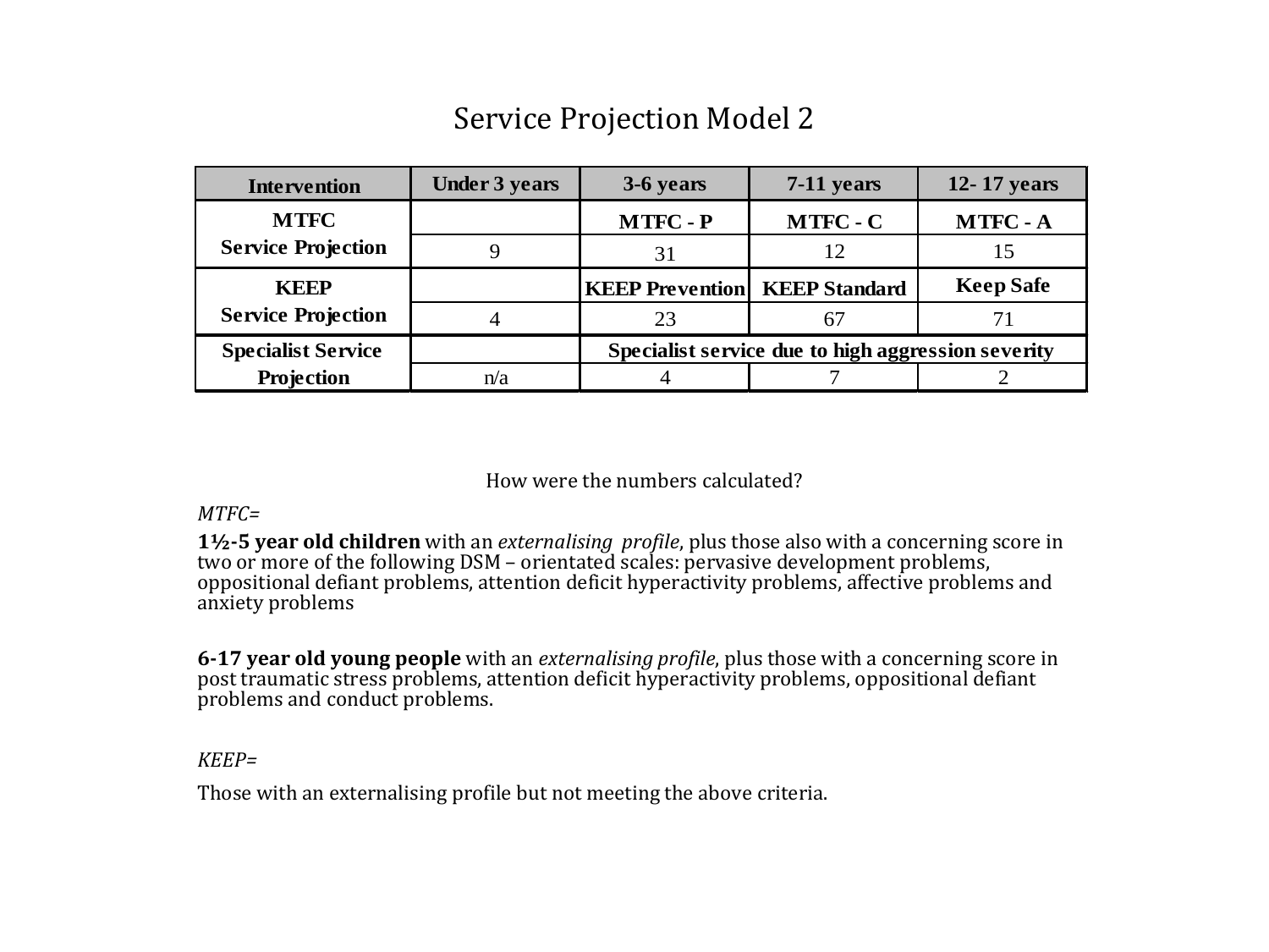# Service Projection Model 2

| Intervention | Under 3 years | 3-6 years | 7-11 years | 12- 17 years |
|---|---|---|---|---|
| MTFC Service Projection | | MTFC - P | MTFC - C | MTFC - A |
| | 9 | 31 | 12 | 15 |
| KEEP Service Projection | | KEEP Prevention | KEEP Standard | Keep Safe |
| | 4 | 23 | 67 | 71 |
| Specialist Service Projection | | Specialist service due to high aggression severity | | |
| | n/a | 4 | 7 | 2 |

How were the numbers calculated?

*MTFC=*

**1½-5 year old children** with an *externalising profile*, plus those also with a concerning score in two or more of the following DSM – orientated scales: pervasive development problems, oppositional defiant problems, attention deficit hyperactivity problems, affective problems and anxiety problems

**6-17 year old young people** with an *externalising profile*, plus those with a concerning score in post traumatic stress problems, attention deficit hyperactivity problems, oppositional defiant problems and conduct problems.

*KEEP=*

Those with an externalising profile but not meeting the above criteria.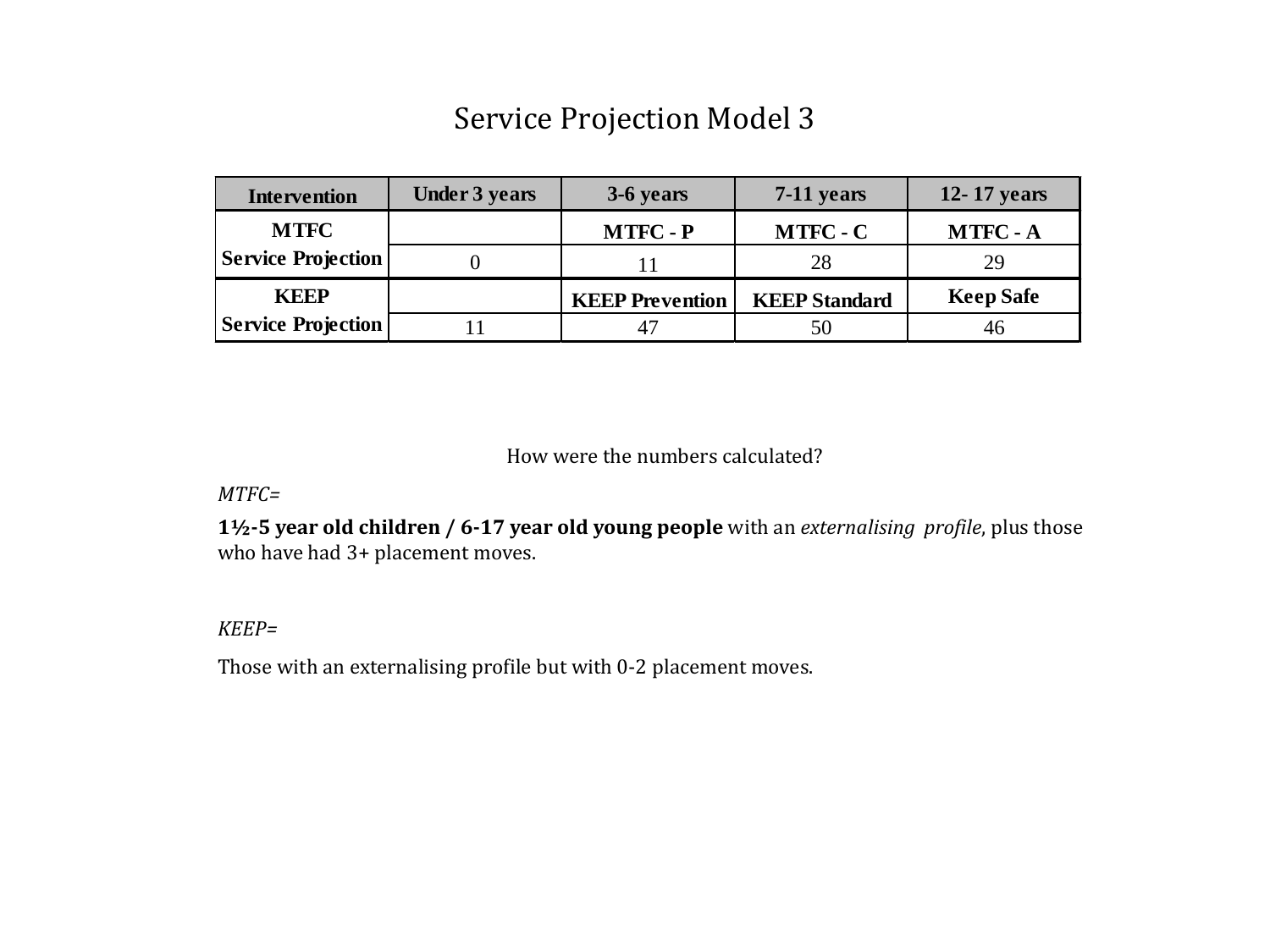# Service Projection Model 3

| Intervention | Under 3 years | 3-6 years | 7-11 years | 12- 17 years |
|---|---|---|---|---|
| **MTFC** | | **MTFC - P** | **MTFC - C** | **MTFC - A** |
| **Service Projection** | 0 | 11 | 28 | 29 |
| **KEEP** | | **KEEP Prevention** | **KEEP Standard** | **Keep Safe** |
| **Service Projection** | 11 | 47 | 50 | 46 |

How were the numbers calculated?

*MTFC=*

**1½-5 year old children / 6-17 year old young people** with an *externalising profile*, plus those who have had 3+ placement moves.

*KEEP=*

Those with an externalising profile but with 0-2 placement moves.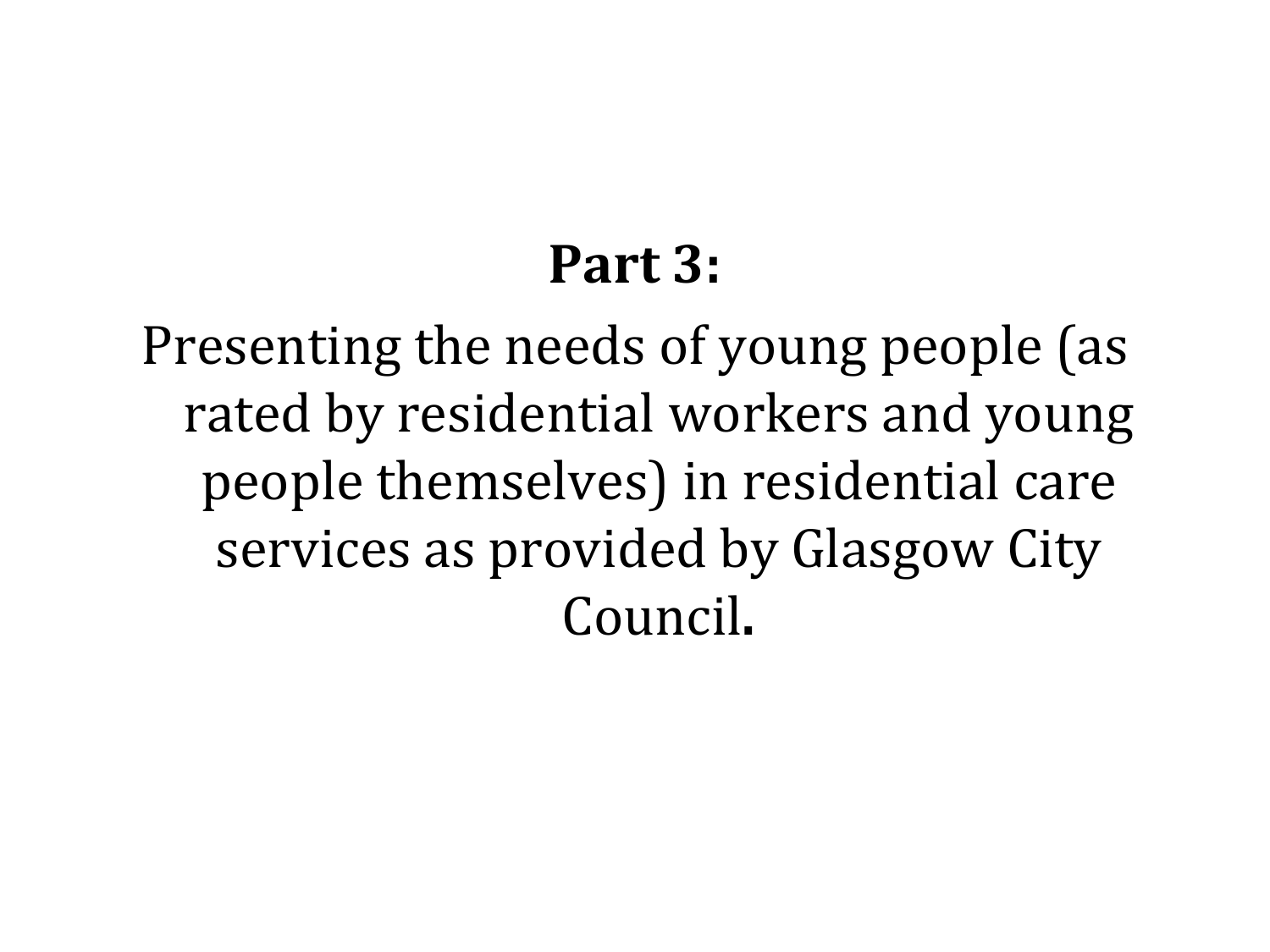**Part 3:**

Presenting the needs of young people (as rated by residential workers and young people themselves) in residential care services as provided by Glasgow City Council**.**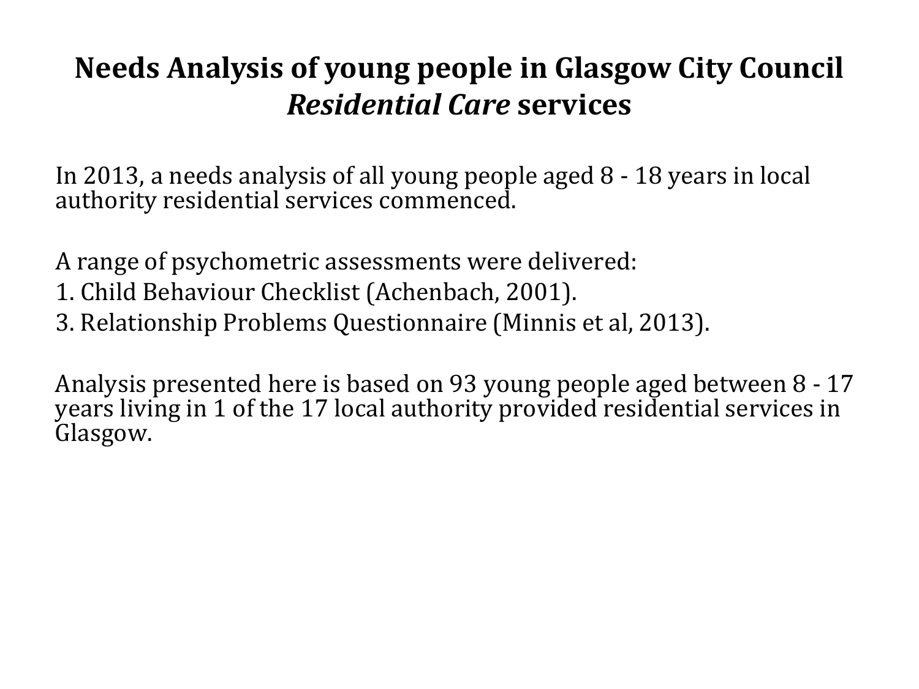# Needs Analysis of young people in Glasgow City Council *Residential Care* services

In 2013, a needs analysis of all young people aged 8 - 18 years in local authority residential services commenced.

A range of psychometric assessments were delivered:

1. Child Behaviour Checklist (Achenbach, 2001).
3. Relationship Problems Questionnaire (Minnis et al, 2013).

Analysis presented here is based on 93 young people aged between 8 - 17 years living in 1 of the 17 local authority provided residential services in Glasgow.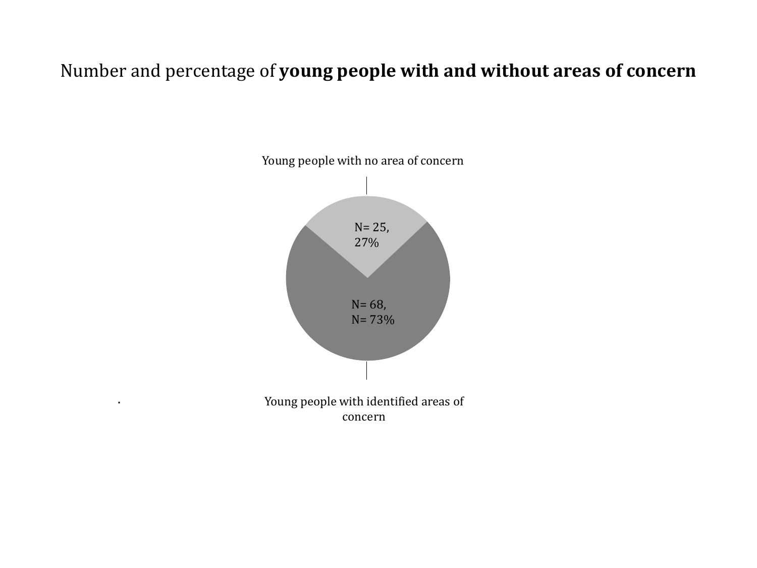Number and percentage of **young people with and without areas of concern**

Young people with no area of concern

N= 25,
27%

N= 68,
N= 73%

.

Young people with identified areas of concern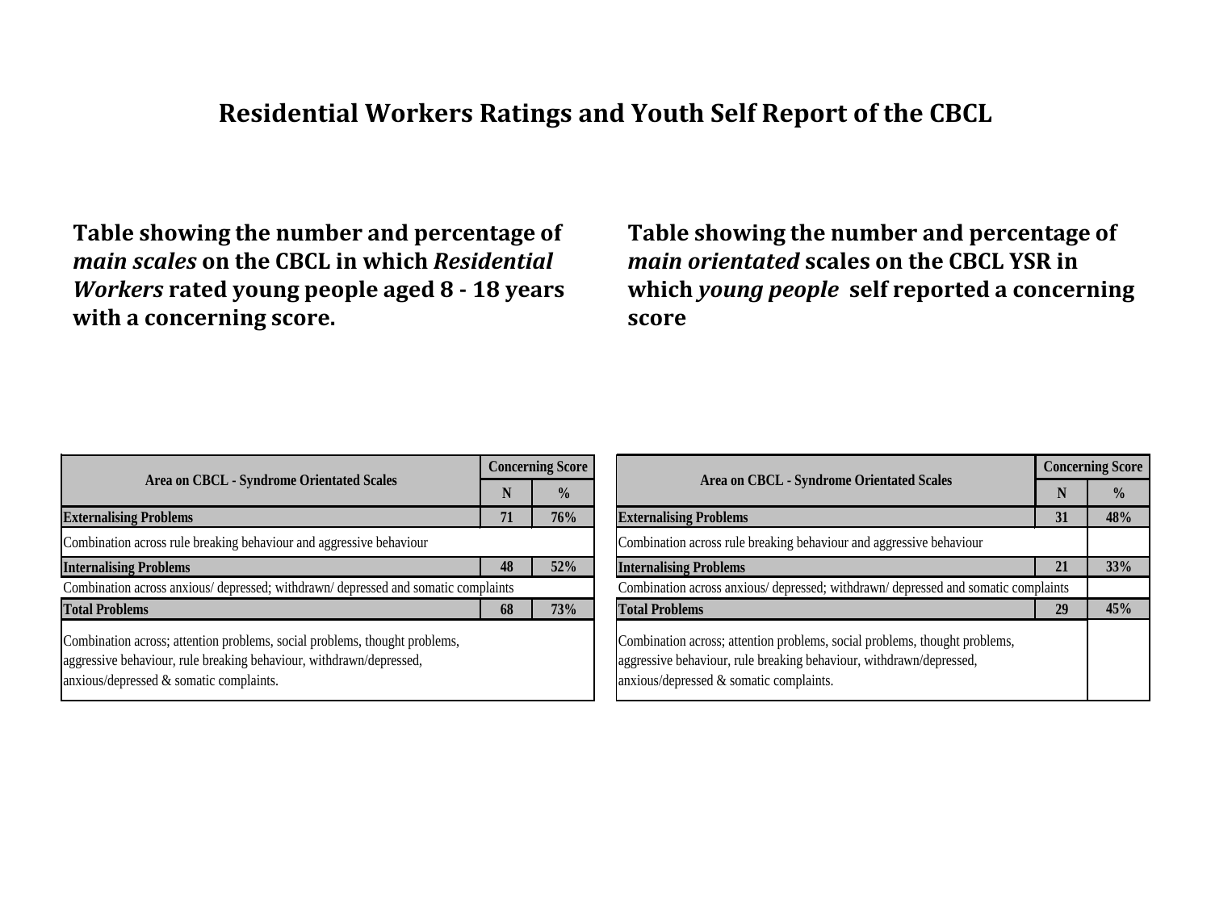# Residential Workers Ratings and Youth Self Report of the CBCL

**Table showing the number and percentage of *main scales* on the CBCL in which *Residential Workers* rated young people aged 8 - 18 years with a concerning score.**

| Area on CBCL - Syndrome Orientated Scales | Concerning Score | |
|---|---|---|
| | N | % |
| **Externalising Problems** | **71** | **76%** |
| Combination across rule breaking behaviour and aggressive behaviour | | |
| **Internalising Problems** | **48** | **52%** |
| Combination across anxious/ depressed; withdrawn/ depressed and somatic complaints | | |
| **Total Problems** | **68** | **73%** |
| Combination across; attention problems, social problems, thought problems, aggressive behaviour, rule breaking behaviour, withdrawn/depressed, anxious/depressed & somatic complaints. | | |

**Table showing the number and percentage of *main orientated* scales on the CBCL YSR in which *young people* self reported a concerning score**

| Area on CBCL - Syndrome Orientated Scales | Concerning Score | |
|---|---|---|
| | N | % |
| **Externalising Problems** | **31** | **48%** |
| Combination across rule breaking behaviour and aggressive behaviour | | |
| **Internalising Problems** | **21** | **33%** |
| Combination across anxious/ depressed; withdrawn/ depressed and somatic complaints | | |
| **Total Problems** | **29** | **45%** |
| Combination across; attention problems, social problems, thought problems, aggressive behaviour, rule breaking behaviour, withdrawn/depressed, anxious/depressed & somatic complaints. | | |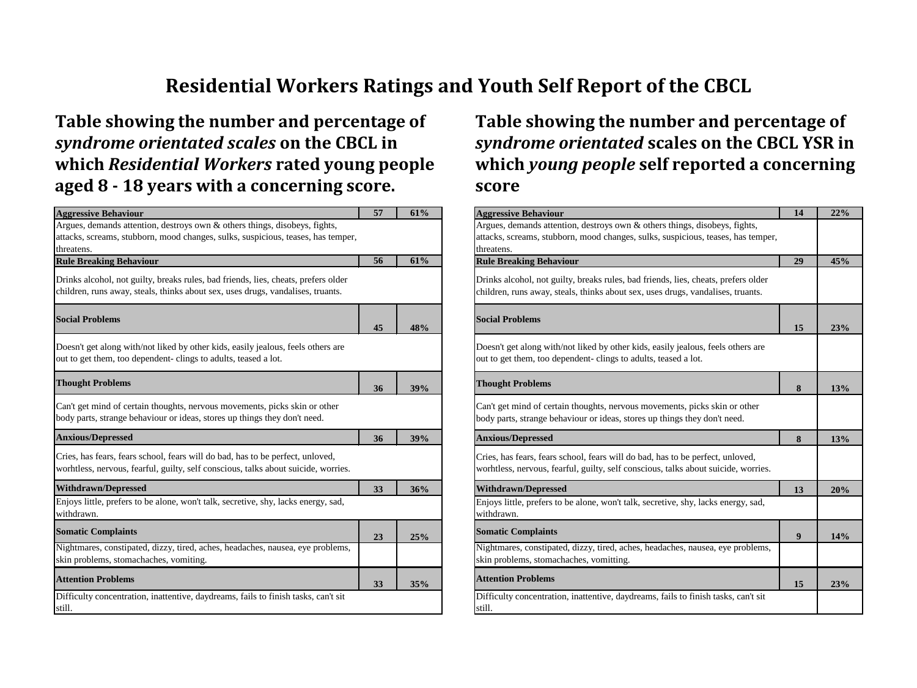# Residential Workers Ratings and Youth Self Report of the CBCL

## Table showing the number and percentage of *syndrome orientated scales* on the CBCL in which *Residential Workers* rated young people aged 8 - 18 years with a concerning score.

| Scale | Number | Percentage |
|---|---|---|
| **Aggressive Behaviour** | **57** | **61%** |
| Argues, demands attention, destroys own & others things, disobeys, fights, attacks, screams, stubborn, mood changes, sulks, suspicious, teases, has temper, threatens. | | |
| **Rule Breaking Behaviour** | **56** | **61%** |
| Drinks alcohol, not guilty, breaks rules, bad friends, lies, cheats, prefers older children, runs away, steals, thinks about sex, uses drugs, vandalises, truants. | | |
| **Social Problems** | **45** | **48%** |
| Doesn't get along with/not liked by other kids, easily jealous, feels others are out to get them, too dependent- clings to adults, teased a lot. | | |
| **Thought Problems** | **36** | **39%** |
| Can't get mind of certain thoughts, nervous movements, picks skin or other body parts, strange behaviour or ideas, stores up things they don't need. | | |
| **Anxious/Depressed** | **36** | **39%** |
| Cries, has fears, fears school, fears will do bad, has to be perfect, unloved, worhtless, nervous, fearful, guilty, self conscious, talks about suicide, worries. | | |
| **Withdrawn/Depressed** | **33** | **36%** |
| Enjoys little, prefers to be alone, won't talk, secretive, shy, lacks energy, sad, withdrawn. | | |
| **Somatic Complaints** | **23** | **25%** |
| Nightmares, constipated, dizzy, tired, aches, headaches, nausea, eye problems, skin problems, stomachaches, vomiting. | | |
| **Attention Problems** | **33** | **35%** |
| Difficulty concentration, inattentive, daydreams, fails to finish tasks, can't sit still. | | |

## Table showing the number and percentage of *syndrome orientated* scales on the CBCL YSR in which *young people* self reported a concerning score

| Scale | Number | Percentage |
|---|---|---|
| **Aggressive Behaviour** | **14** | **22%** |
| Argues, demands attention, destroys own & others things, disobeys, fights, attacks, screams, stubborn, mood changes, sulks, suspicious, teases, has temper, threatens. | | |
| **Rule Breaking Behaviour** | **29** | **45%** |
| Drinks alcohol, not guilty, breaks rules, bad friends, lies, cheats, prefers older children, runs away, steals, thinks about sex, uses drugs, vandalises, truants. | | |
| **Social Problems** | **15** | **23%** |
| Doesn't get along with/not liked by other kids, easily jealous, feels others are out to get them, too dependent- clings to adults, teased a lot. | | |
| **Thought Problems** | **8** | **13%** |
| Can't get mind of certain thoughts, nervous movements, picks skin or other body parts, strange behaviour or ideas, stores up things they don't need. | | |
| **Anxious/Depressed** | **8** | **13%** |
| Cries, has fears, fears school, fears will do bad, has to be perfect, unloved, worhtless, nervous, fearful, guilty, self conscious, talks about suicide, worries. | | |
| **Withdrawn/Depressed** | **13** | **20%** |
| Enjoys little, prefers to be alone, won't talk, secretive, shy, lacks energy, sad, withdrawn. | | |
| **Somatic Complaints** | **9** | **14%** |
| Nightmares, constipated, dizzy, tired, aches, headaches, nausea, eye problems, skin problems, stomachaches, vomitting. | | |
| **Attention Problems** | **15** | **23%** |
| Difficulty concentration, inattentive, daydreams, fails to finish tasks, can't sit still. | | |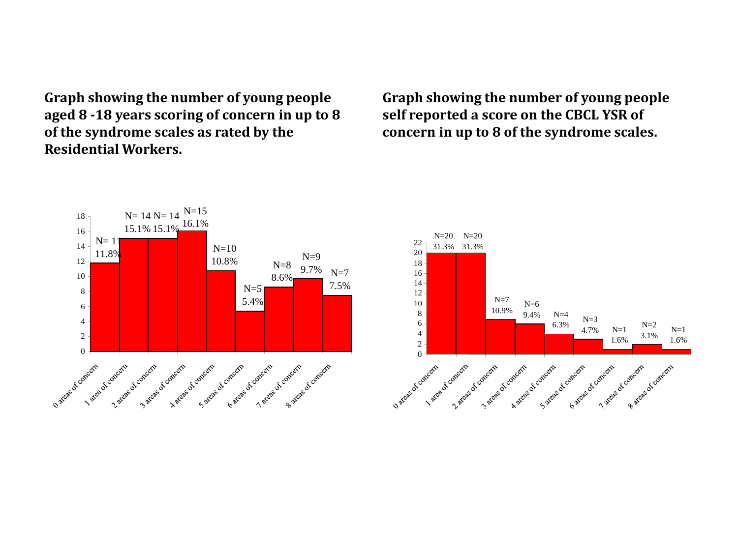**Graph showing the number of young people aged 8 -18 years scoring of concern in up to 8 of the syndrome scales as rated by the Residential Workers.**

| Areas of concern | N | % |
| --- | --- | --- |
| 0 areas of concern | 11 | 11.8% |
| 1 area of concern | 14 | 15.1% |
| 2 areas of concern | 14 | 15.1% |
| 3 areas of concern | 15 | 16.1% |
| 4 areas of concern | 10 | 10.8% |
| 5 areas of concern | 5 | 5.4% |
| 6 areas of concern | 8 | 8.6% |
| 7 areas of concern | 9 | 9.7% |
| 8 areas of concern | 7 | 7.5% |

**Graph showing the number of young people self reported a score on the CBCL YSR of concern in up to 8 of the syndrome scales.**

| Areas of concern | N | % |
| --- | --- | --- |
| 0 areas of concern | 20 | 31.3% |
| 1 area of concern | 20 | 31.3% |
| 2 areas of concern | 7 | 10.9% |
| 3 areas of concern | 6 | 9.4% |
| 4 areas of concern | 4 | 6.3% |
| 5 areas of concern | 3 | 4.7% |
| 6 areas of concern | 1 | 1.6% |
| 7 areas of concern | 2 | 3.1% |
| 8 areas of concern | 1 | 1.6% |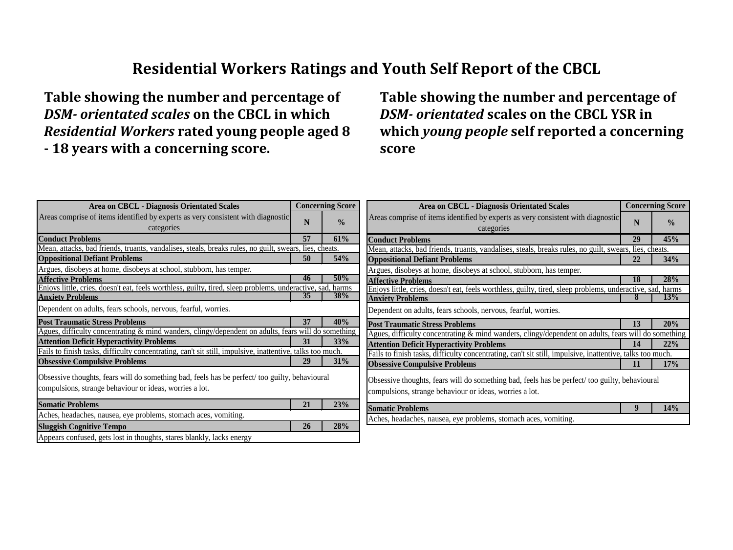# Residential Workers Ratings and Youth Self Report of the CBCL

## Table showing the number and percentage of *DSM- orientated scales* on the CBCL in which *Residential Workers* rated young people aged 8 - 18 years with a concerning score.

| Area on CBCL - Diagnosis Orientated Scales | Concerning Score | |
|---|---|---|
| Areas comprise of items identified by experts as very consistent with diagnostic categories | N | % |
| **Conduct Problems** | **57** | **61%** |
| Mean, attacks, bad friends, truants, vandalises, steals, breaks rules, no guilt, swears, lies, cheats. | | |
| **Oppositional Defiant Problems** | **50** | **54%** |
| Argues, disobeys at home, disobeys at school, stubborn, has temper. | | |
| **Affective Problems** | **46** | **50%** |
| Enjoys little, cries, doesn't eat, feels worthless, guilty, tired, sleep problems, underactive, sad, harms | | |
| **Anxiety Problems** | **35** | **38%** |
| Dependent on adults, fears schools, nervous, fearful, worries. | | |
| **Post Traumatic Stress Problems** | **37** | **40%** |
| Agues, difficulty concentrating & mind wanders, clingy/dependent on adults, fears will do something | | |
| **Attention Deficit Hyperactivity Problems** | **31** | **33%** |
| Fails to finish tasks, difficulty concentrating, can't sit still, impulsive, inattentive, talks too much. | | |
| **Obsessive Compulsive Problems** | **29** | **31%** |
| Obsessive thoughts, fears will do something bad, feels has be perfect/ too guilty, behavioural compulsions, strange behaviour or ideas, worries a lot. | | |
| **Somatic Problems** | **21** | **23%** |
| Aches, headaches, nausea, eye problems, stomach aces, vomiting. | | |
| **Sluggish Cognitive Tempo** | **26** | **28%** |
| Appears confused, gets lost in thoughts, stares blankly, lacks energy | | |

## Table showing the number and percentage of *DSM- orientated* scales on the CBCL YSR in which *young people* self reported a concerning score

| Area on CBCL - Diagnosis Orientated Scales | Concerning Score | |
|---|---|---|
| Areas comprise of items identified by experts as very consistent with diagnostic categories | N | % |
| **Conduct Problems** | **29** | **45%** |
| Mean, attacks, bad friends, truants, vandalises, steals, breaks rules, no guilt, swears, lies, cheats. | | |
| **Oppositional Defiant Problems** | **22** | **34%** |
| Argues, disobeys at home, disobeys at school, stubborn, has temper. | | |
| **Affective Problems** | **18** | **28%** |
| Enjoys little, cries, doesn't eat, feels worthless, guilty, tired, sleep problems, underactive, sad, harms | | |
| **Anxiety Problems** | **8** | **13%** |
| Dependent on adults, fears schools, nervous, fearful, worries. | | |
| **Post Traumatic Stress Problems** | **13** | **20%** |
| Agues, difficulty concentrating & mind wanders, clingy/dependent on adults, fears will do something | | |
| **Attention Deficit Hyperactivity Problems** | **14** | **22%** |
| Fails to finish tasks, difficulty concentrating, can't sit still, impulsive, inattentive, talks too much. | | |
| **Obsessive Compulsive Problems** | **11** | **17%** |
| Obsessive thoughts, fears will do something bad, feels has be perfect/ too guilty, behavioural compulsions, strange behaviour or ideas, worries a lot. | | |
| **Somatic Problems** | **9** | **14%** |
| Aches, headaches, nausea, eye problems, stomach aces, vomiting. | | |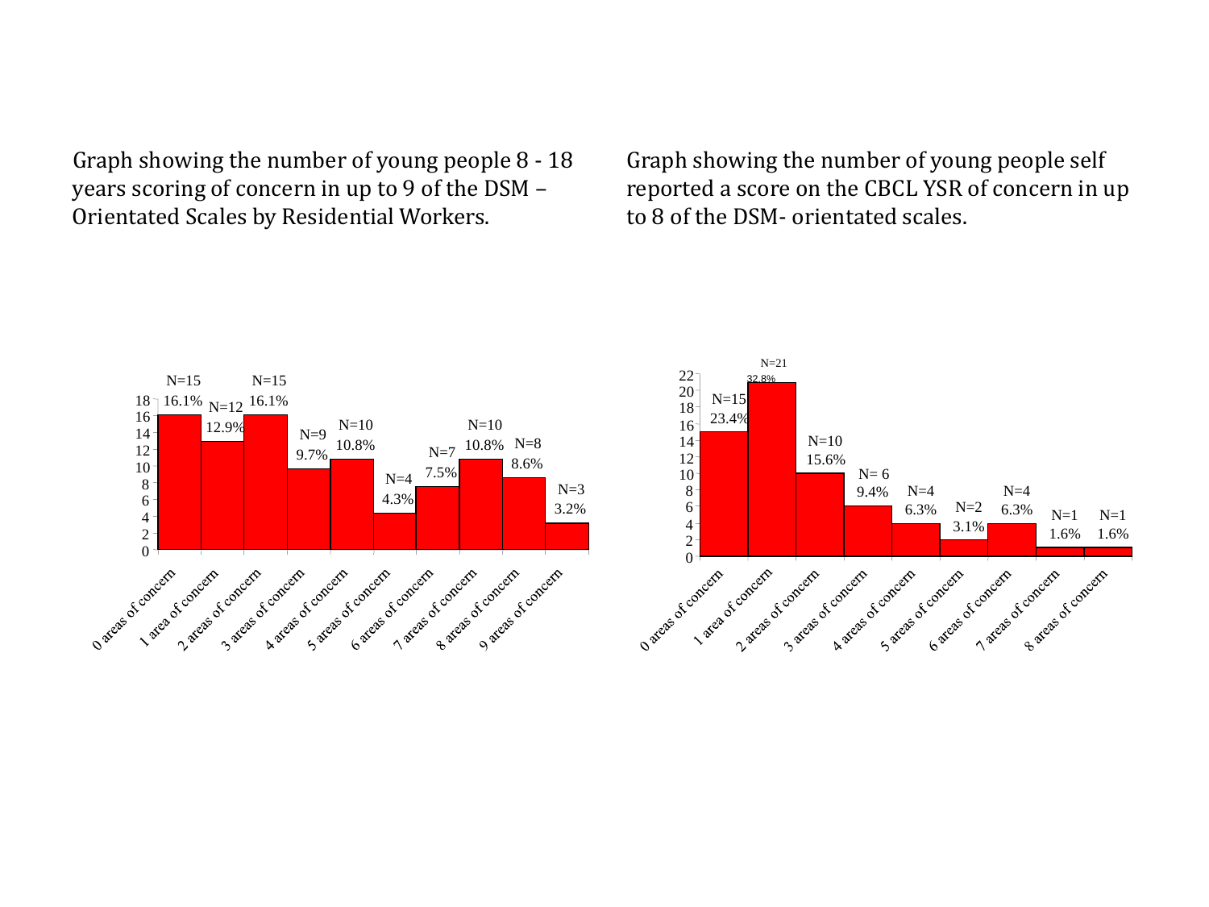Graph showing the number of young people 8 - 18 years scoring of concern in up to 9 of the DSM – Orientated Scales by Residential Workers.

| Areas of concern | N | % |
|---|---|---|
| 0 areas of concern | N=15 | 16.1% |
| 1 area of concern | N=12 | 12.9% |
| 2 areas of concern | N=15 | 16.1% |
| 3 areas of concern | N=9 | 9.7% |
| 4 areas of concern | N=10 | 10.8% |
| 5 areas of concern | N=4 | 4.3% |
| 6 areas of concern | N=7 | 7.5% |
| 7 areas of concern | N=10 | 10.8% |
| 8 areas of concern | N=8 | 8.6% |
| 9 areas of concern | N=3 | 3.2% |

Graph showing the number of young people self reported a score on the CBCL YSR of concern in up to 8 of the DSM- orientated scales.

| Areas of concern | N | % |
|---|---|---|
| 0 areas of concern | N=15 | 23.4% |
| 1 area of concern | N=21 | 32.8% |
| 2 areas of concern | N=10 | 15.6% |
| 3 areas of concern | N= 6 | 9.4% |
| 4 areas of concern | N=4 | 6.3% |
| 5 areas of concern | N=2 | 3.1% |
| 6 areas of concern | N=4 | 6.3% |
| 7 areas of concern | N=1 | 1.6% |
| 8 areas of concern | N=1 | 1.6% |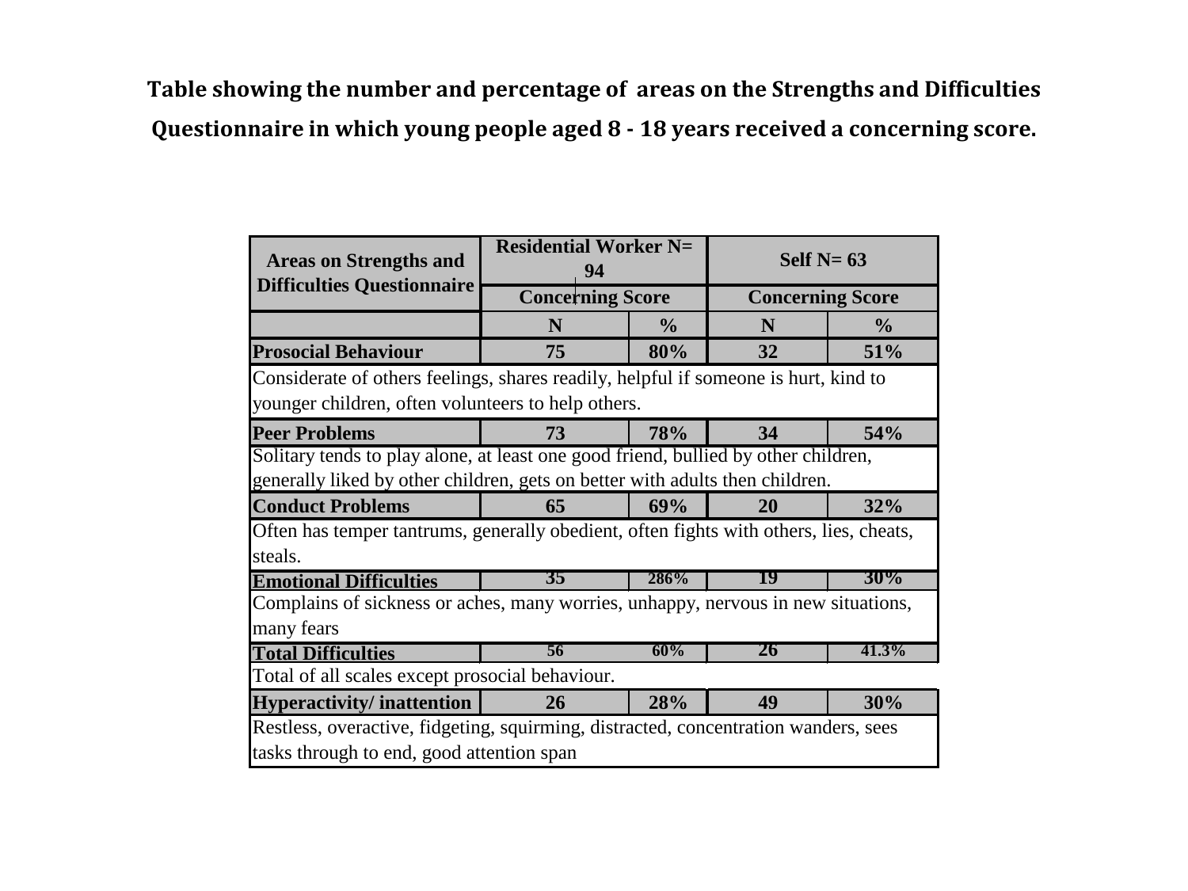**Table showing the number and percentage of areas on the Strengths and Difficulties Questionnaire in which young people aged 8 - 18 years received a concerning score.**

| Areas on Strengths and Difficulties Questionnaire | Residential Worker N= 94 | | Self N= 63 | |
|---|---|---|---|---|
| | Concerning Score | | Concerning Score | |
| | N | % | N | % |
| **Prosocial Behaviour** | 75 | 80% | 32 | 51% |
| Considerate of others feelings, shares readily, helpful if someone is hurt, kind to younger children, often volunteers to help others. | | | | |
| **Peer Problems** | 73 | 78% | 34 | 54% |
| Solitary tends to play alone, at least one good friend, bullied by other children, generally liked by other children, gets on better with adults then children. | | | | |
| **Conduct Problems** | 65 | 69% | 20 | 32% |
| Often has temper tantrums, generally obedient, often fights with others, lies, cheats, steals. | | | | |
| **Emotional Difficulties** | 35 | 286% | 19 | 30% |
| Complains of sickness or aches, many worries, unhappy, nervous in new situations, many fears | | | | |
| **Total Difficulties** | 56 | 60% | 26 | 41.3% |
| Total of all scales except prosocial behaviour. | | | | |
| **Hyperactivity/ inattention** | 26 | 28% | 49 | 30% |
| Restless, overactive, fidgeting, squirming, distracted, concentration wanders, sees tasks through to end, good attention span | | | | |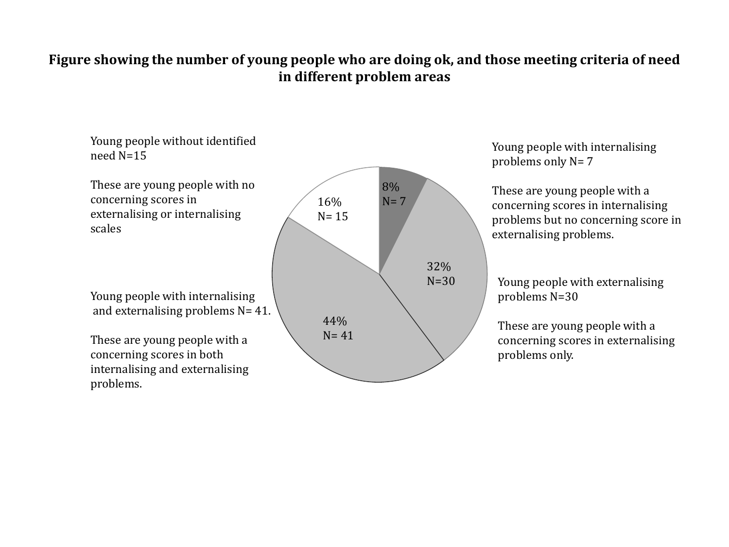**Figure showing the number of young people who are doing ok, and those meeting criteria of need in different problem areas**

Young people without identified need N=15

These are young people with no concerning scores in externalising or internalising scales

Young people with internalising problems only N= 7

These are young people with a concerning scores in internalising problems but no concerning score in externalising problems.

16%
N= 15

8%
N= 7

32%
N=30

44%
N= 41

Young people with externalising problems N=30

These are young people with a concerning scores in externalising problems only.

Young people with internalising and externalising problems N= 41.

These are young people with a concerning scores in both internalising and externalising problems.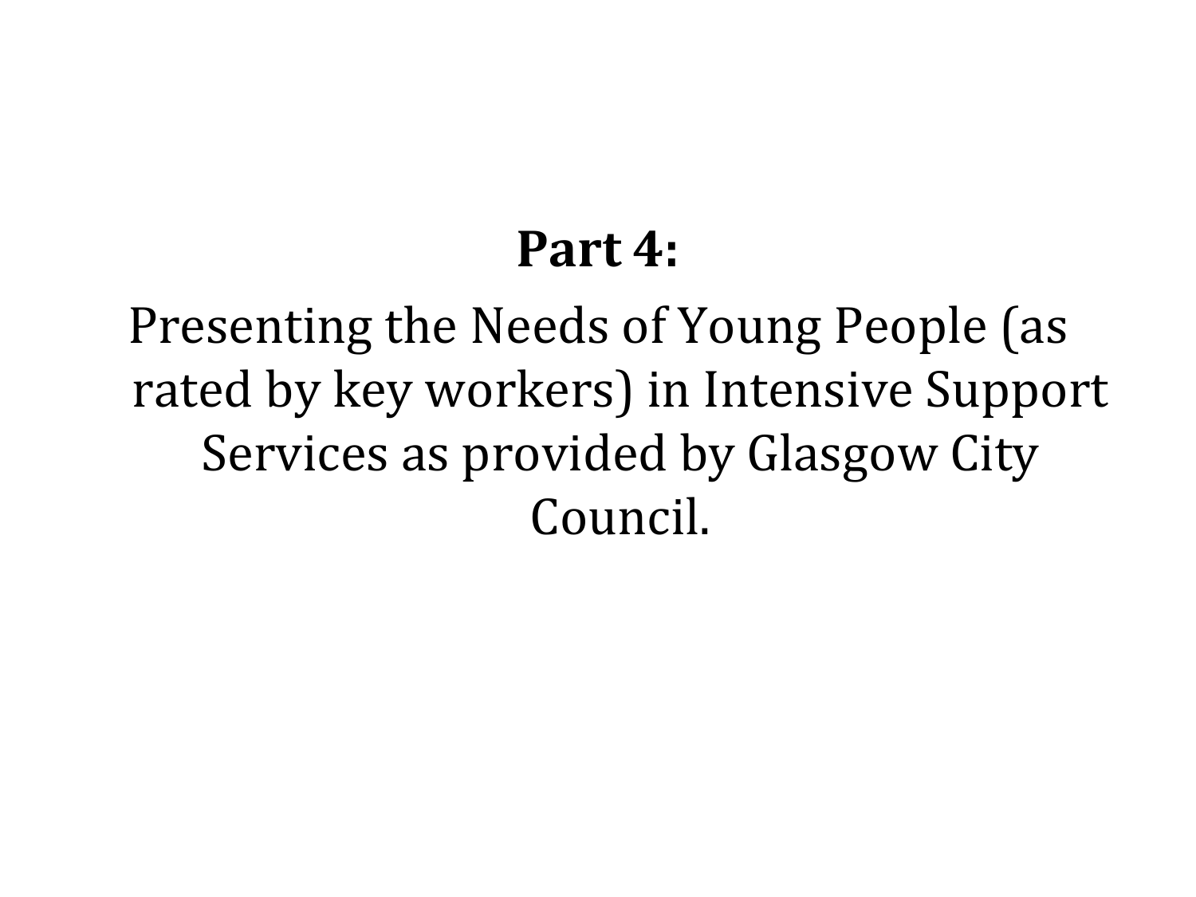## Part 4:

Presenting the Needs of Young People (as rated by key workers) in Intensive Support Services as provided by Glasgow City Council.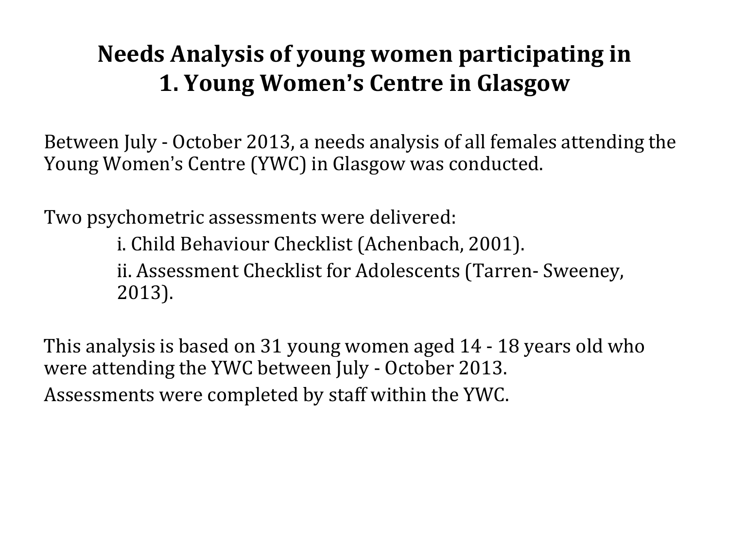# Needs Analysis of young women participating in 1. Young Women's Centre in Glasgow

Between July - October 2013, a needs analysis of all females attending the Young Women's Centre (YWC) in Glasgow was conducted.

Two psychometric assessments were delivered:

i. Child Behaviour Checklist (Achenbach, 2001).

ii. Assessment Checklist for Adolescents (Tarren- Sweeney, 2013).

This analysis is based on 31 young women aged 14 - 18 years old who were attending the YWC between July - October 2013.

Assessments were completed by staff within the YWC.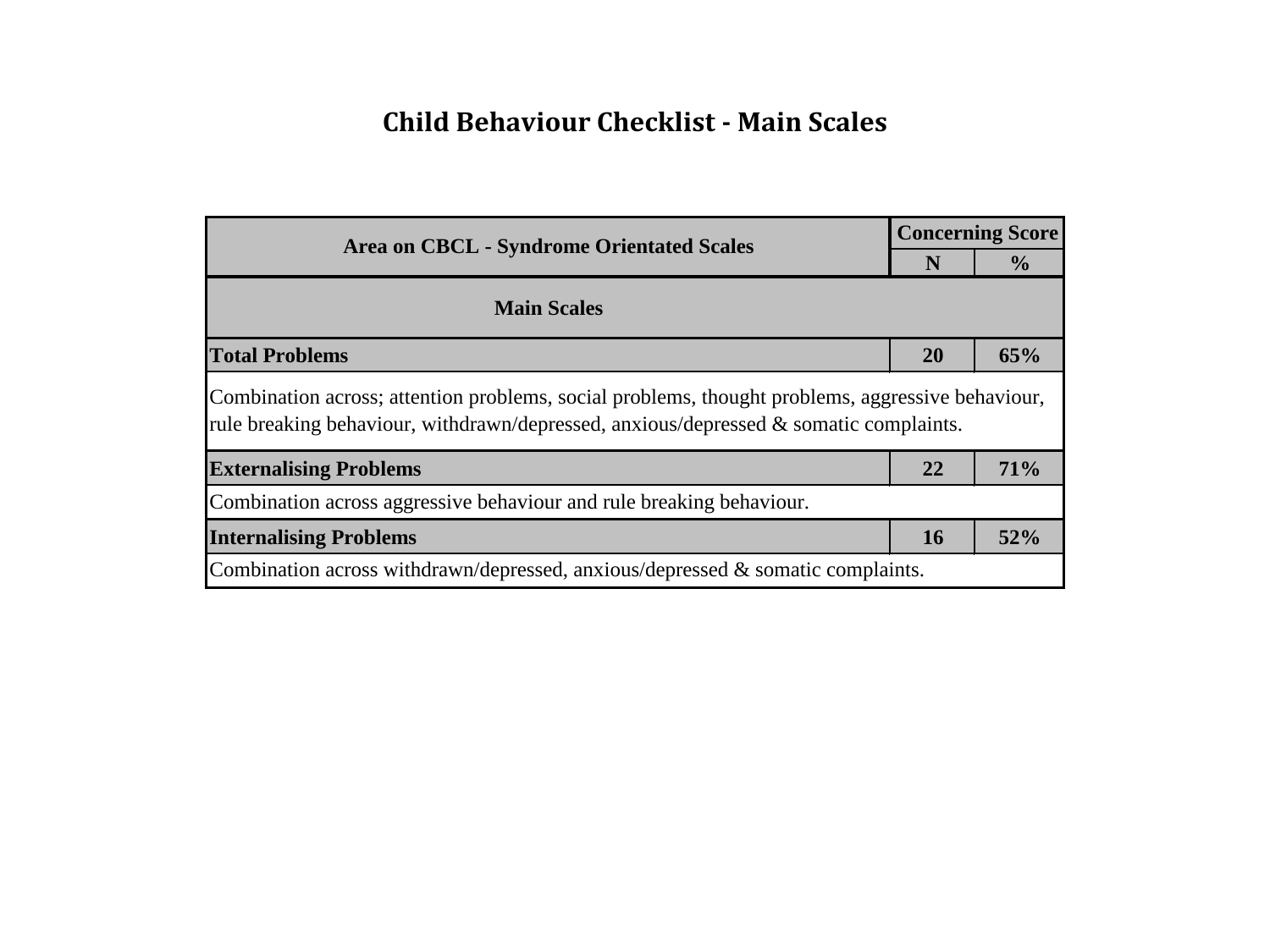# Child Behaviour Checklist - Main Scales

| Area on CBCL - Syndrome Orientated Scales | Concerning Score | |
|---|---|---|
| | **N** | **%** |
| **Main Scales** | | |
| **Total Problems** | **20** | **65%** |
| Combination across; attention problems, social problems, thought problems, aggressive behaviour, rule breaking behaviour, withdrawn/depressed, anxious/depressed & somatic complaints. | | |
| **Externalising Problems** | **22** | **71%** |
| Combination across aggressive behaviour and rule breaking behaviour. | | |
| **Internalising Problems** | **16** | **52%** |
| Combination across withdrawn/depressed, anxious/depressed & somatic complaints. | | |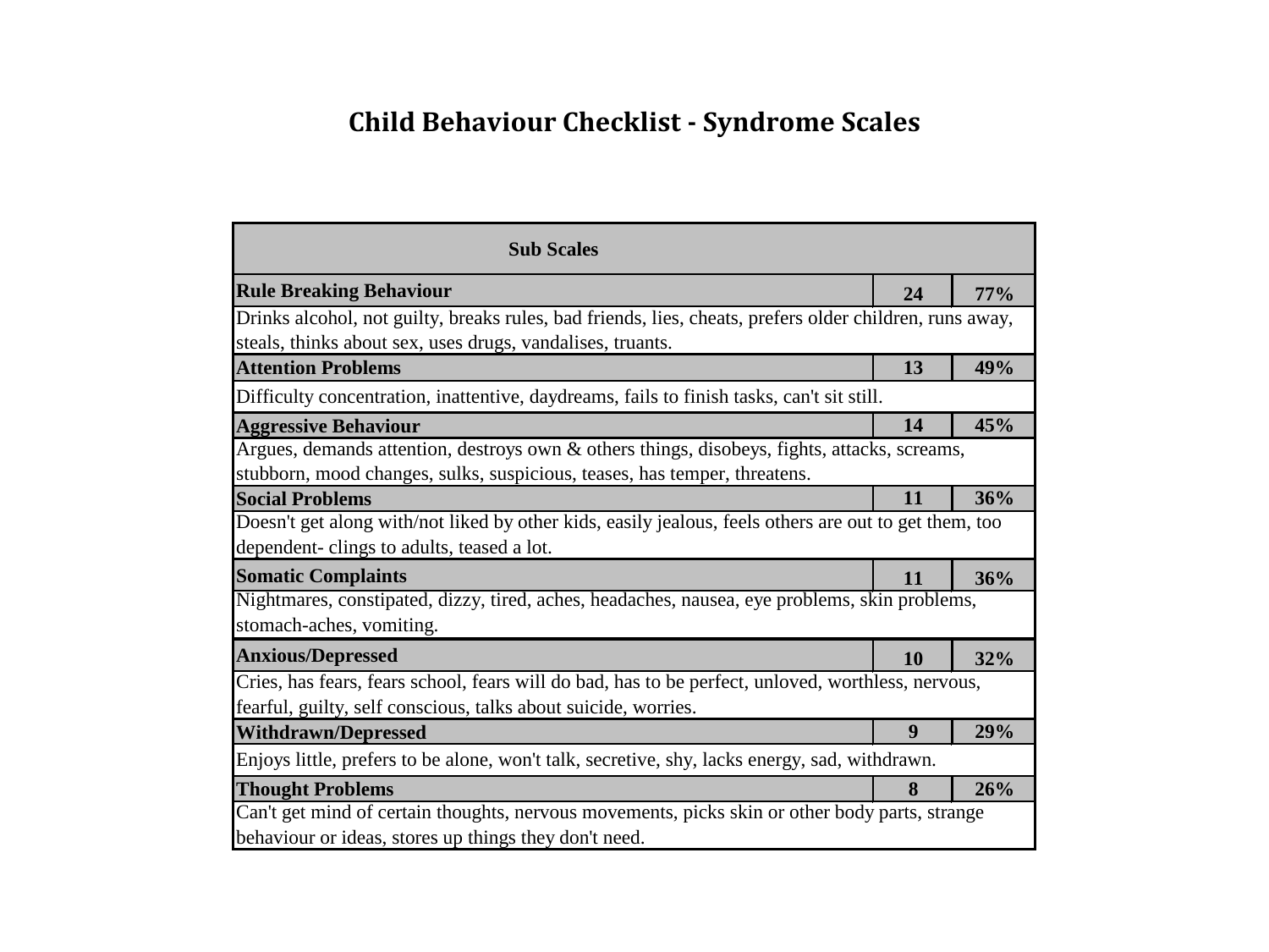# Child Behaviour Checklist - Syndrome Scales

| Sub Scales | | |
|---|---|---|
| **Rule Breaking Behaviour** | **24** | **77%** |
| Drinks alcohol, not guilty, breaks rules, bad friends, lies, cheats, prefers older children, runs away, steals, thinks about sex, uses drugs, vandalises, truants. | | |
| **Attention Problems** | **13** | **49%** |
| Difficulty concentration, inattentive, daydreams, fails to finish tasks, can't sit still. | | |
| **Aggressive Behaviour** | **14** | **45%** |
| Argues, demands attention, destroys own & others things, disobeys, fights, attacks, screams, stubborn, mood changes, sulks, suspicious, teases, has temper, threatens. | | |
| **Social Problems** | **11** | **36%** |
| Doesn't get along with/not liked by other kids, easily jealous, feels others are out to get them, too dependent- clings to adults, teased a lot. | | |
| **Somatic Complaints** | **11** | **36%** |
| Nightmares, constipated, dizzy, tired, aches, headaches, nausea, eye problems, skin problems, stomach-aches, vomiting. | | |
| **Anxious/Depressed** | **10** | **32%** |
| Cries, has fears, fears school, fears will do bad, has to be perfect, unloved, worthless, nervous, fearful, guilty, self conscious, talks about suicide, worries. | | |
| **Withdrawn/Depressed** | **9** | **29%** |
| Enjoys little, prefers to be alone, won't talk, secretive, shy, lacks energy, sad, withdrawn. | | |
| **Thought Problems** | **8** | **26%** |
| Can't get mind of certain thoughts, nervous movements, picks skin or other body parts, strange behaviour or ideas, stores up things they don't need. | | |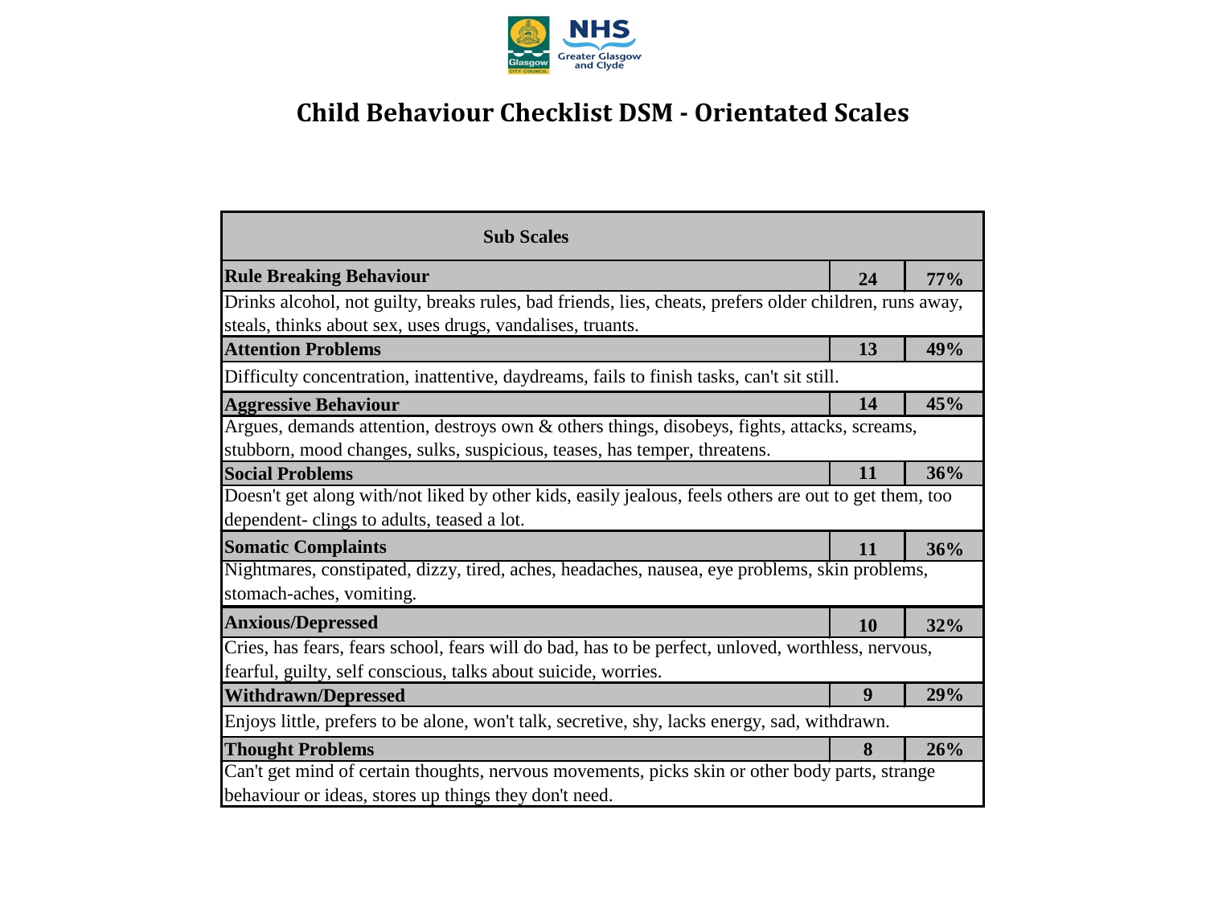# Child Behaviour Checklist DSM - Orientated Scales

| Sub Scales | | |
|---|---|---|
| **Rule Breaking Behaviour** | **24** | **77%** |
| Drinks alcohol, not guilty, breaks rules, bad friends, lies, cheats, prefers older children, runs away, steals, thinks about sex, uses drugs, vandalises, truants. | | |
| **Attention Problems** | **13** | **49%** |
| Difficulty concentration, inattentive, daydreams, fails to finish tasks, can't sit still. | | |
| **Aggressive Behaviour** | **14** | **45%** |
| Argues, demands attention, destroys own & others things, disobeys, fights, attacks, screams, stubborn, mood changes, sulks, suspicious, teases, has temper, threatens. | | |
| **Social Problems** | **11** | **36%** |
| Doesn't get along with/not liked by other kids, easily jealous, feels others are out to get them, too dependent- clings to adults, teased a lot. | | |
| **Somatic Complaints** | **11** | **36%** |
| Nightmares, constipated, dizzy, tired, aches, headaches, nausea, eye problems, skin problems, stomach-aches, vomiting. | | |
| **Anxious/Depressed** | **10** | **32%** |
| Cries, has fears, fears school, fears will do bad, has to be perfect, unloved, worthless, nervous, fearful, guilty, self conscious, talks about suicide, worries. | | |
| **Withdrawn/Depressed** | **9** | **29%** |
| Enjoys little, prefers to be alone, won't talk, secretive, shy, lacks energy, sad, withdrawn. | | |
| **Thought Problems** | **8** | **26%** |
| Can't get mind of certain thoughts, nervous movements, picks skin or other body parts, strange behaviour or ideas, stores up things they don't need. | | |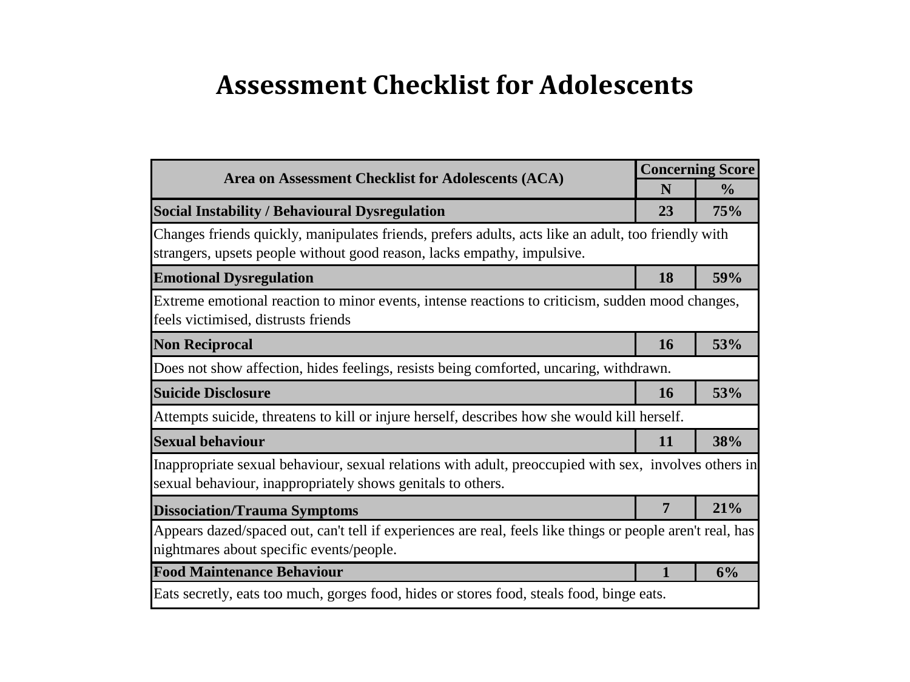# Assessment Checklist for Adolescents

| Area on Assessment Checklist for Adolescents (ACA) | Concerning Score | |
|---|---|---|
| | **N** | **%** |
| **Social Instability / Behavioural Dysregulation** | **23** | **75%** |
| Changes friends quickly, manipulates friends, prefers adults, acts like an adult, too friendly with strangers, upsets people without good reason, lacks empathy, impulsive. | | |
| **Emotional Dysregulation** | **18** | **59%** |
| Extreme emotional reaction to minor events, intense reactions to criticism, sudden mood changes, feels victimised, distrusts friends | | |
| **Non Reciprocal** | **16** | **53%** |
| Does not show affection, hides feelings, resists being comforted, uncaring, withdrawn. | | |
| **Suicide Disclosure** | **16** | **53%** |
| Attempts suicide, threatens to kill or injure herself, describes how she would kill herself. | | |
| **Sexual behaviour** | **11** | **38%** |
| Inappropriate sexual behaviour, sexual relations with adult, preoccupied with sex, involves others in sexual behaviour, inappropriately shows genitals to others. | | |
| **Dissociation/Trauma Symptoms** | **7** | **21%** |
| Appears dazed/spaced out, can't tell if experiences are real, feels like things or people aren't real, has nightmares about specific events/people. | | |
| **Food Maintenance Behaviour** | **1** | **6%** |
| Eats secretly, eats too much, gorges food, hides or stores food, steals food, binge eats. | | |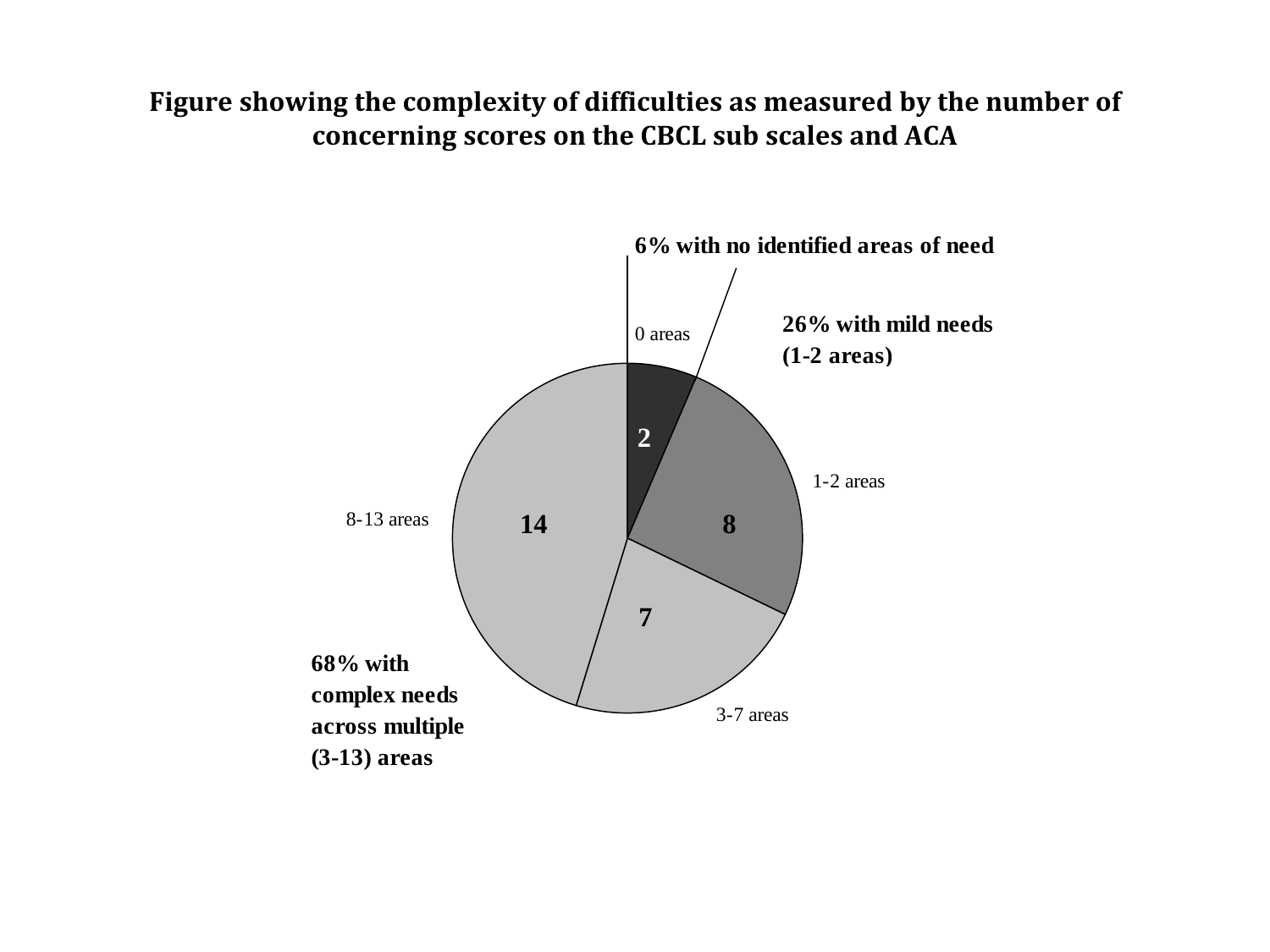**Figure showing the complexity of difficulties as measured by the number of concerning scores on the CBCL sub scales and ACA**

6% with no identified areas of need

0 areas

2

26% with mild needs (1-2 areas)

1-2 areas

8

8-13 areas

14

7

3-7 areas

68% with complex needs across multiple (3-13) areas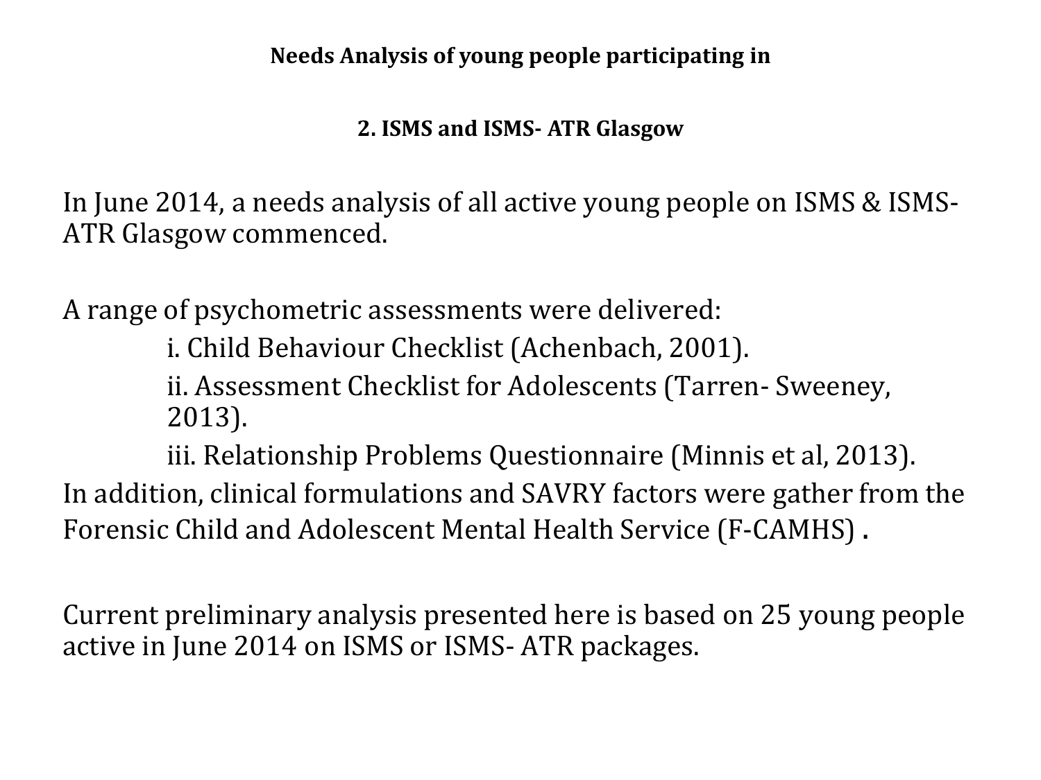**Needs Analysis of young people participating in**

**2. ISMS and ISMS- ATR Glasgow**

In June 2014, a needs analysis of all active young people on ISMS & ISMS-ATR Glasgow commenced.

A range of psychometric assessments were delivered:

- i. Child Behaviour Checklist (Achenbach, 2001).
- ii. Assessment Checklist for Adolescents (Tarren- Sweeney, 2013).
- iii. Relationship Problems Questionnaire (Minnis et al, 2013).

In addition, clinical formulations and SAVRY factors were gather from the Forensic Child and Adolescent Mental Health Service (F-CAMHS) **.**

Current preliminary analysis presented here is based on 25 young people active in June 2014 on ISMS or ISMS- ATR packages.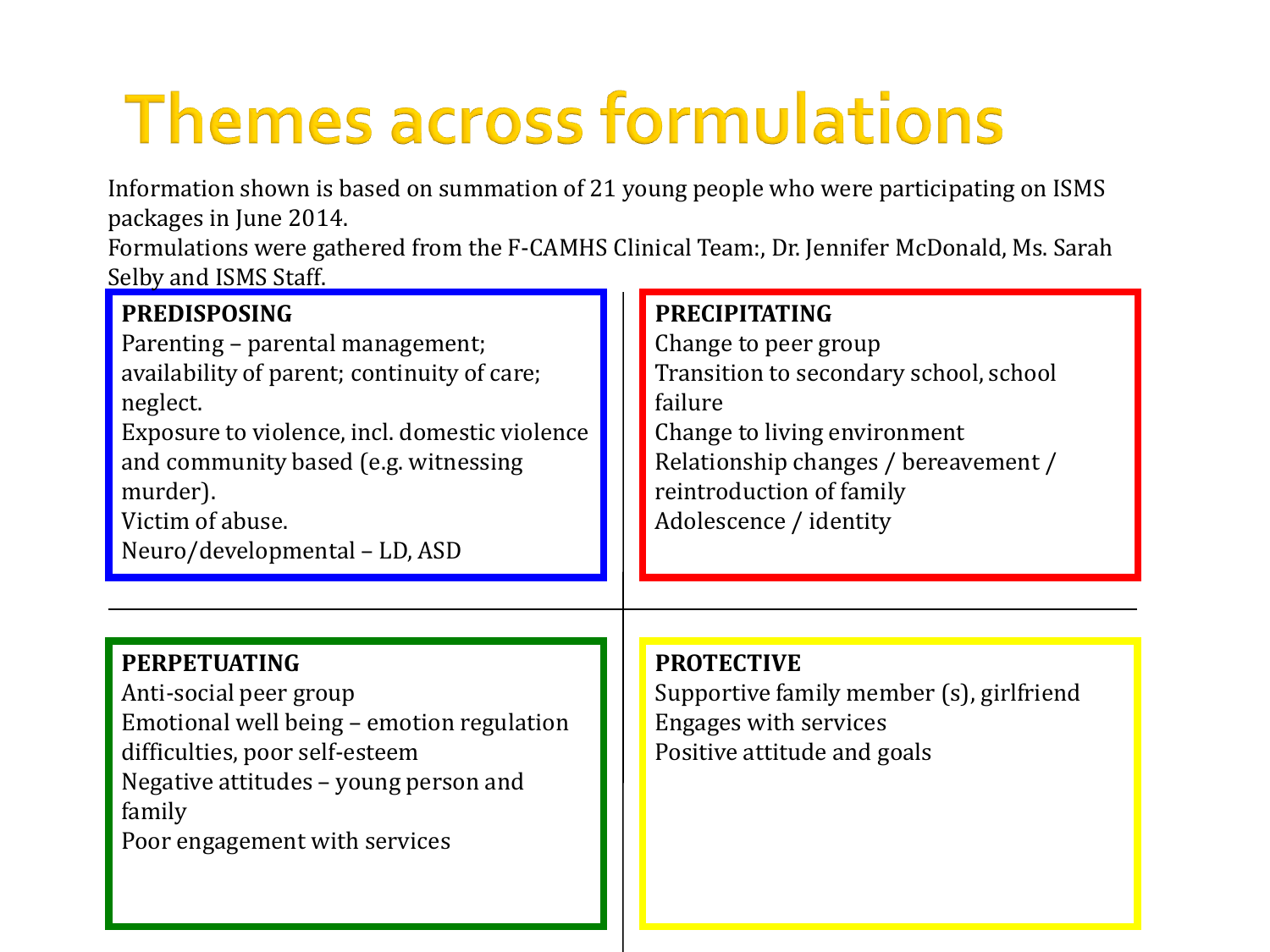# Themes across formulations

Information shown is based on summation of 21 young people who were participating on ISMS packages in June 2014.
Formulations were gathered from the F-CAMHS Clinical Team:, Dr. Jennifer McDonald, Ms. Sarah Selby and ISMS Staff.

**PREDISPOSING**

Parenting – parental management; availability of parent; continuity of care; neglect.
Exposure to violence, incl. domestic violence and community based (e.g. witnessing murder).
Victim of abuse.
Neuro/developmental – LD, ASD

**PRECIPITATING**

Change to peer group
Transition to secondary school, school failure
Change to living environment
Relationship changes / bereavement / reintroduction of family
Adolescence / identity

**PERPETUATING**

Anti-social peer group
Emotional well being – emotion regulation difficulties, poor self-esteem
Negative attitudes – young person and family
Poor engagement with services

**PROTECTIVE**

Supportive family member (s), girlfriend
Engages with services
Positive attitude and goals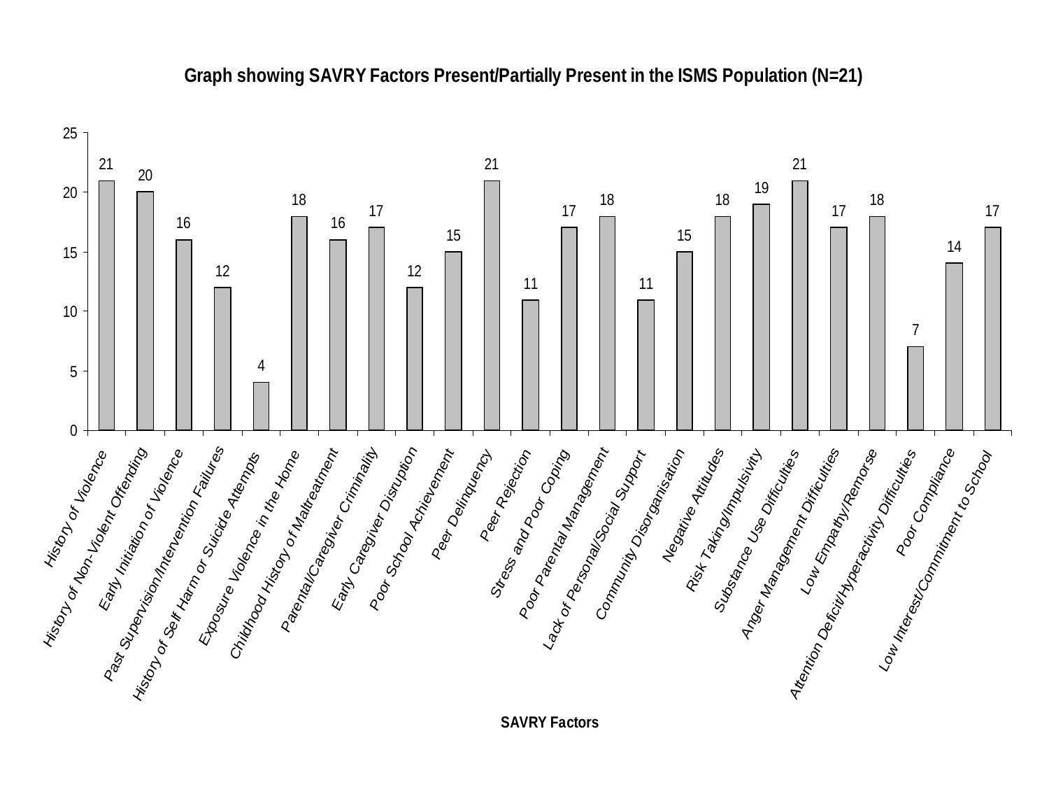**Graph showing SAVRY Factors Present/Partially Present in the ISMS Population (N=21)**

| SAVRY Factors | Count |
|---|---|
| History of Violence | 21 |
| History of Non-Violent Offending | 20 |
| Early Initiation of Violence | 16 |
| Past Supervision/Intervention Failures | 12 |
| History of Self Harm or Suicide Attempts | 4 |
| Exposure Violence in the Home | 18 |
| Childhood History of Maltreatment | 16 |
| Parental/Caregiver Criminality | 17 |
| Early Caregiver Disruption | 12 |
| Poor School Achievement | 15 |
| Peer Delinquency | 21 |
| Peer Rejection | 11 |
| Stress and Poor Coping | 17 |
| Poor Parental Management | 18 |
| Lack of Personal/Social Support | 11 |
| Community Disorganisation | 15 |
| Negative Attitudes | 18 |
| Risk Taking/Impulsivity | 19 |
| Substance Use Difficulties | 21 |
| Anger Management Difficulties | 17 |
| Low Empathy/Remorse | 18 |
| Attention Deficit/Hyperactivity Difficulties | 7 |
| Poor Compliance | 14 |
| Low Interest/Commitment to School | 17 |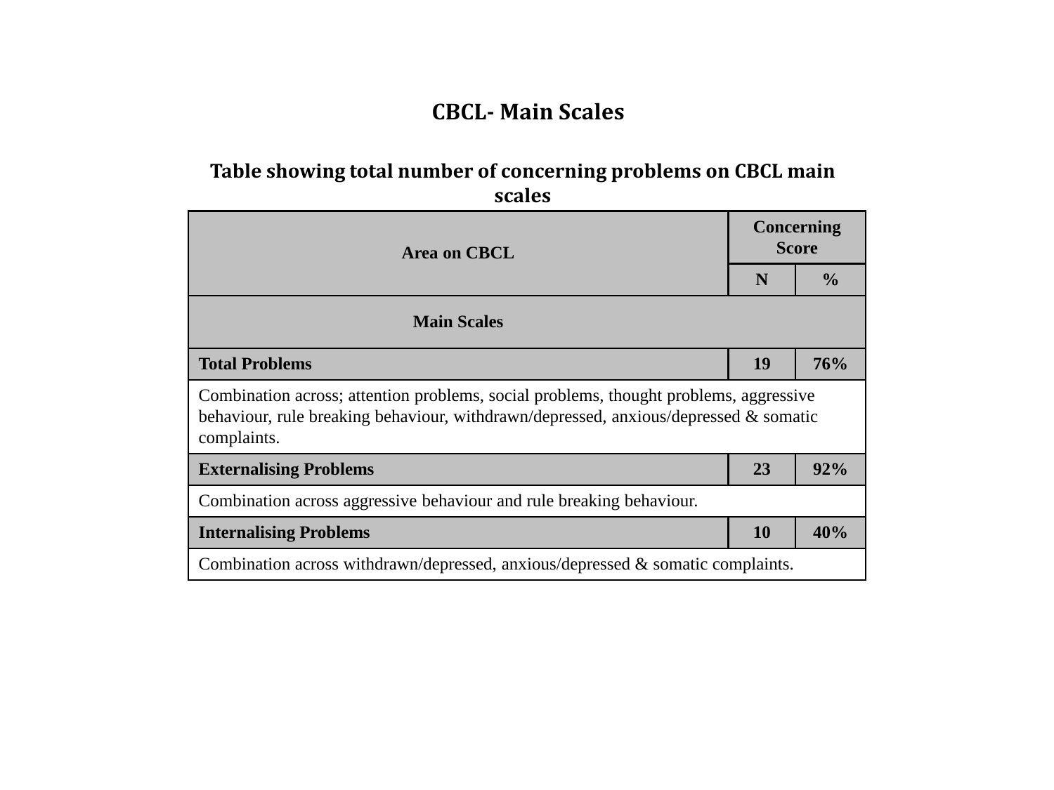## CBCL- Main Scales

**Table showing total number of concerning problems on CBCL main scales**

| Area on CBCL | Concerning Score | |
|---|---|---|
| | N | % |
| **Main Scales** | | |
| **Total Problems** | **19** | **76%** |
| Combination across; attention problems, social problems, thought problems, aggressive behaviour, rule breaking behaviour, withdrawn/depressed, anxious/depressed & somatic complaints. | | |
| **Externalising Problems** | **23** | **92%** |
| Combination across aggressive behaviour and rule breaking behaviour. | | |
| **Internalising Problems** | **10** | **40%** |
| Combination across withdrawn/depressed, anxious/depressed & somatic complaints. | | |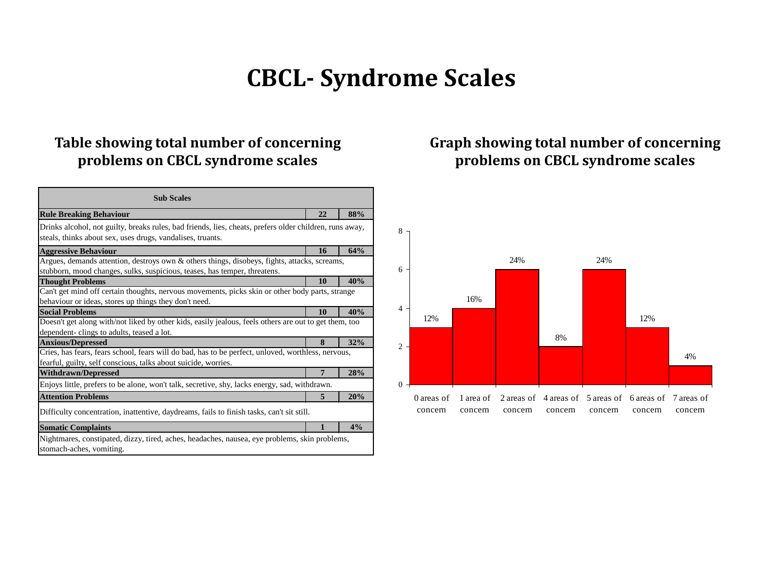# CBCL- Syndrome Scales

## Table showing total number of concerning problems on CBCL syndrome scales

| Sub Scales | | |
|---|---|---|
| **Rule Breaking Behaviour** | **22** | **88%** |
| Drinks alcohol, not guilty, breaks rules, bad friends, lies, cheats, prefers older children, runs away, steals, thinks about sex, uses drugs, vandalises, truants. | | |
| **Aggressive Behaviour** | **16** | **64%** |
| Argues, demands attention, destroys own & others things, disobeys, fights, attacks, screams, stubborn, mood changes, sulks, suspicious, teases, has temper, threatens. | | |
| **Thought Problems** | **10** | **40%** |
| Can't get mind off certain thoughts, nervous movements, picks skin or other body parts, strange behaviour or ideas, stores up things they don't need. | | |
| **Social Problems** | **10** | **40%** |
| Doesn't get along with/not liked by other kids, easily jealous, feels others are out to get them, too dependent- clings to adults, teased a lot. | | |
| **Anxious/Depressed** | **8** | **32%** |
| Cries, has fears, fears school, fears will do bad, has to be perfect, unloved, worthless, nervous, fearful, guilty, self conscious, talks about suicide, worries. | | |
| **Withdrawn/Depressed** | **7** | **28%** |
| Enjoys little, prefers to be alone, won't talk, secretive, shy, lacks energy, sad, withdrawn. | | |
| **Attention Problems** | **5** | **20%** |
| Difficulty concentration, inattentive, daydreams, fails to finish tasks, can't sit still. | | |
| **Somatic Complaints** | **1** | **4%** |
| Nightmares, constipated, dizzy, tired, aches, headaches, nausea, eye problems, skin problems, stomach-aches, vomiting. | | |

## Graph showing total number of concerning problems on CBCL syndrome scales

| Areas of concern | Count | Percentage |
|---|---|---|
| 0 areas of concern | 3 | 12% |
| 1 area of concern | 4 | 16% |
| 2 areas of concern | 6 | 24% |
| 4 areas of concern | 2 | 8% |
| 5 areas of concern | 6 | 24% |
| 6 areas of concern | 3 | 12% |
| 7 areas of concern | 1 | 4% |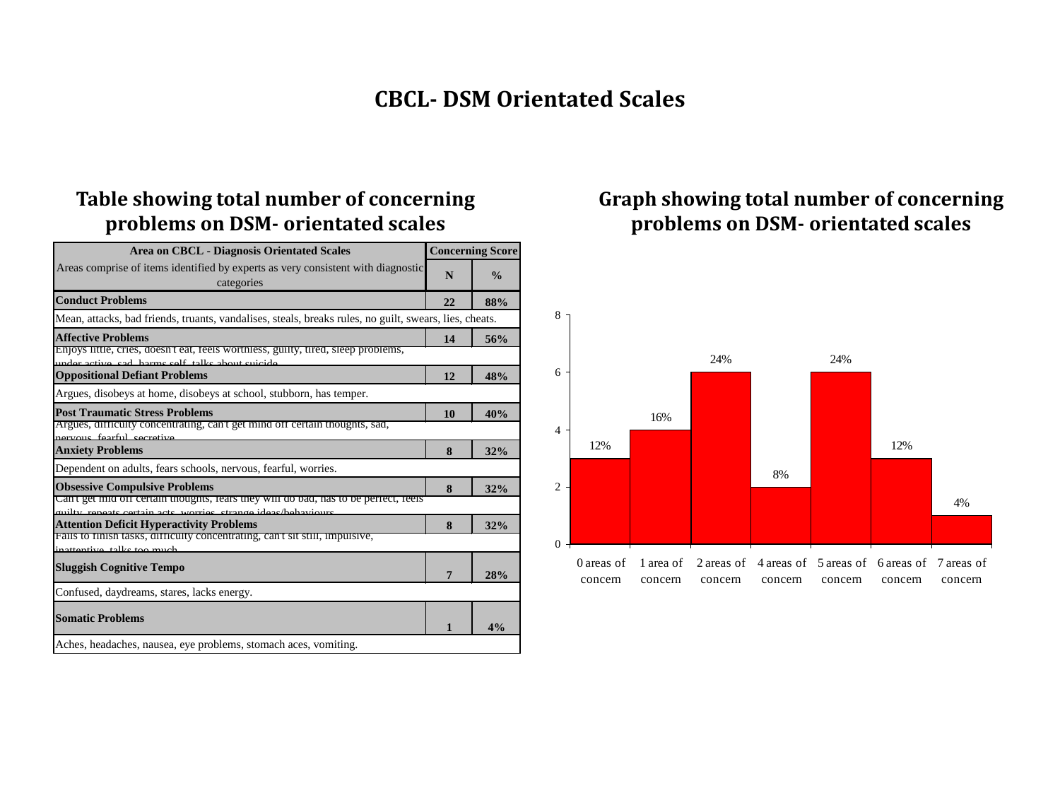# CBCL- DSM Orientated Scales

## Table showing total number of concerning problems on DSM- orientated scales

| Area on CBCL - Diagnosis Orientated Scales | Concerning Score | |
|---|---|---|
| Areas comprise of items identified by experts as very consistent with diagnostic categories | N | % |
| **Conduct Problems** | **22** | **88%** |
| Mean, attacks, bad friends, truants, vandalises, steals, breaks rules, no guilt, swears, lies, cheats. | | |
| **Affective Problems** | **14** | **56%** |
| Enjoys little, cries, doesn't eat, feels worthless, guilty, tired, sleep problems, under active, sad, harms self, talks about suicide. | | |
| **Oppositional Defiant Problems** | **12** | **48%** |
| Argues, disobeys at home, disobeys at school, stubborn, has temper. | | |
| **Post Traumatic Stress Problems** | **10** | **40%** |
| Argues, difficulty concentrating, can't get mind off certain thoughts, sad, nervous, fearful, secretive. | | |
| **Anxiety Problems** | **8** | **32%** |
| Dependent on adults, fears schools, nervous, fearful, worries. | | |
| **Obsessive Compulsive Problems** | **8** | **32%** |
| Can't get mind off certain thoughts, fears they will do bad, has to be perfect, feels guilty, repeats certain acts, worries, strange ideas/behaviours. | | |
| **Attention Deficit Hyperactivity Problems** | **8** | **32%** |
| Fails to finish tasks, difficulty concentrating, can't sit still, impulsive, inattentive, talks too much. | | |
| **Sluggish Cognitive Tempo** | **7** | **28%** |
| Confused, daydreams, stares, lacks energy. | | |
| **Somatic Problems** | **1** | **4%** |
| Aches, headaches, nausea, eye problems, stomach aces, vomiting. | | |

## Graph showing total number of concerning problems on DSM- orientated scales

| Number of areas of concern | N | % |
|---|---|---|
| 0 areas of concern | 3 | 12% |
| 1 area of concern | 4 | 16% |
| 2 areas of concern | 6 | 24% |
| 4 areas of concern | 2 | 8% |
| 5 areas of concern | 6 | 24% |
| 6 areas of concern | 3 | 12% |
| 7 areas of concern | 1 | 4% |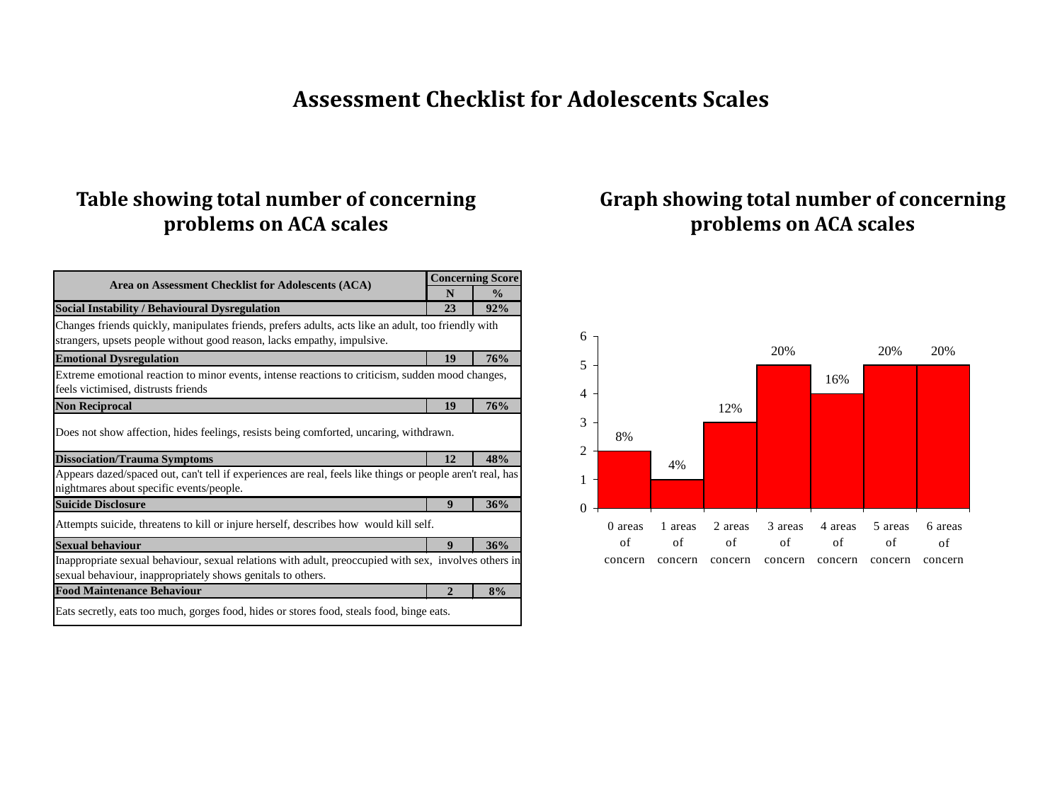# Assessment Checklist for Adolescents Scales

## Table showing total number of concerning problems on ACA scales

| Area on Assessment Checklist for Adolescents (ACA) | Concerning Score | |
|---|---|---|
| | N | % |
| **Social Instability / Behavioural Dysregulation** | **23** | **92%** |
| Changes friends quickly, manipulates friends, prefers adults, acts like an adult, too friendly with strangers, upsets people without good reason, lacks empathy, impulsive. | | |
| **Emotional Dysregulation** | **19** | **76%** |
| Extreme emotional reaction to minor events, intense reactions to criticism, sudden mood changes, feels victimised, distrusts friends | | |
| **Non Reciprocal** | **19** | **76%** |
| Does not show affection, hides feelings, resists being comforted, uncaring, withdrawn. | | |
| **Dissociation/Trauma Symptoms** | **12** | **48%** |
| Appears dazed/spaced out, can't tell if experiences are real, feels like things or people aren't real, has nightmares about specific events/people. | | |
| **Suicide Disclosure** | **9** | **36%** |
| Attempts suicide, threatens to kill or injure herself, describes how would kill self. | | |
| **Sexual behaviour** | **9** | **36%** |
| Inappropriate sexual behaviour, sexual relations with adult, preoccupied with sex, involves others in sexual behaviour, inappropriately shows genitals to others. | | |
| **Food Maintenance Behaviour** | **2** | **8%** |
| Eats secretly, eats too much, gorges food, hides or stores food, steals food, binge eats. | | |

## Graph showing total number of concerning problems on ACA scales

| Areas of concern | Count | % |
|---|---|---|
| 0 areas of concern | 2 | 8% |
| 1 areas of concern | 1 | 4% |
| 2 areas of concern | 3 | 12% |
| 3 areas of concern | 5 | 20% |
| 4 areas of concern | 4 | 16% |
| 5 areas of concern | 5 | 20% |
| 6 areas of concern | 5 | 20% |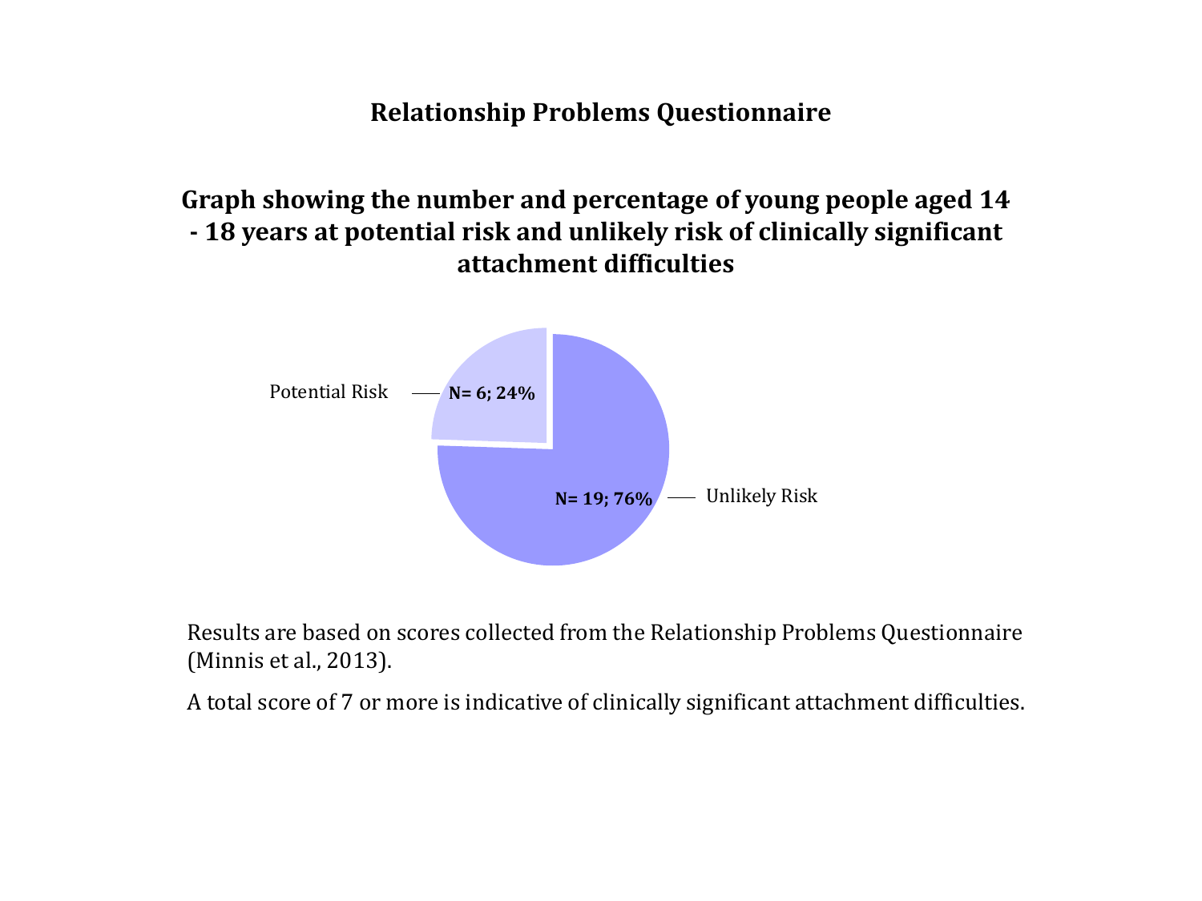## Relationship Problems Questionnaire

### Graph showing the number and percentage of young people aged 14 - 18 years at potential risk and unlikely risk of clinically significant attachment difficulties

Potential Risk — N= 6; 24%

Unlikely Risk — N= 19; 76%

Results are based on scores collected from the Relationship Problems Questionnaire (Minnis et al., 2013).

A total score of 7 or more is indicative of clinically significant attachment difficulties.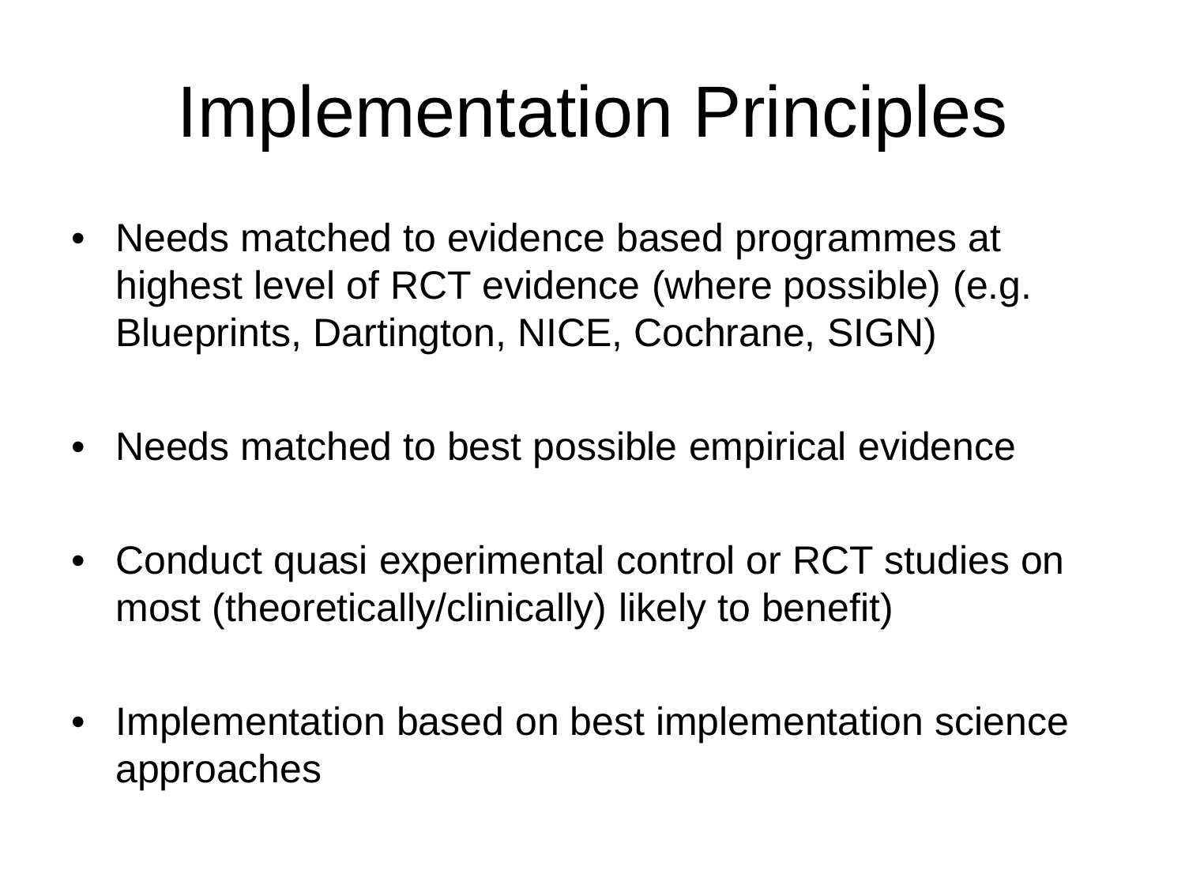# Implementation Principles

- Needs matched to evidence based programmes at highest level of RCT evidence (where possible) (e.g. Blueprints, Dartington, NICE, Cochrane, SIGN)
- Needs matched to best possible empirical evidence
- Conduct quasi experimental control or RCT studies on most (theoretically/clinically) likely to benefit)
- Implementation based on best implementation science approaches